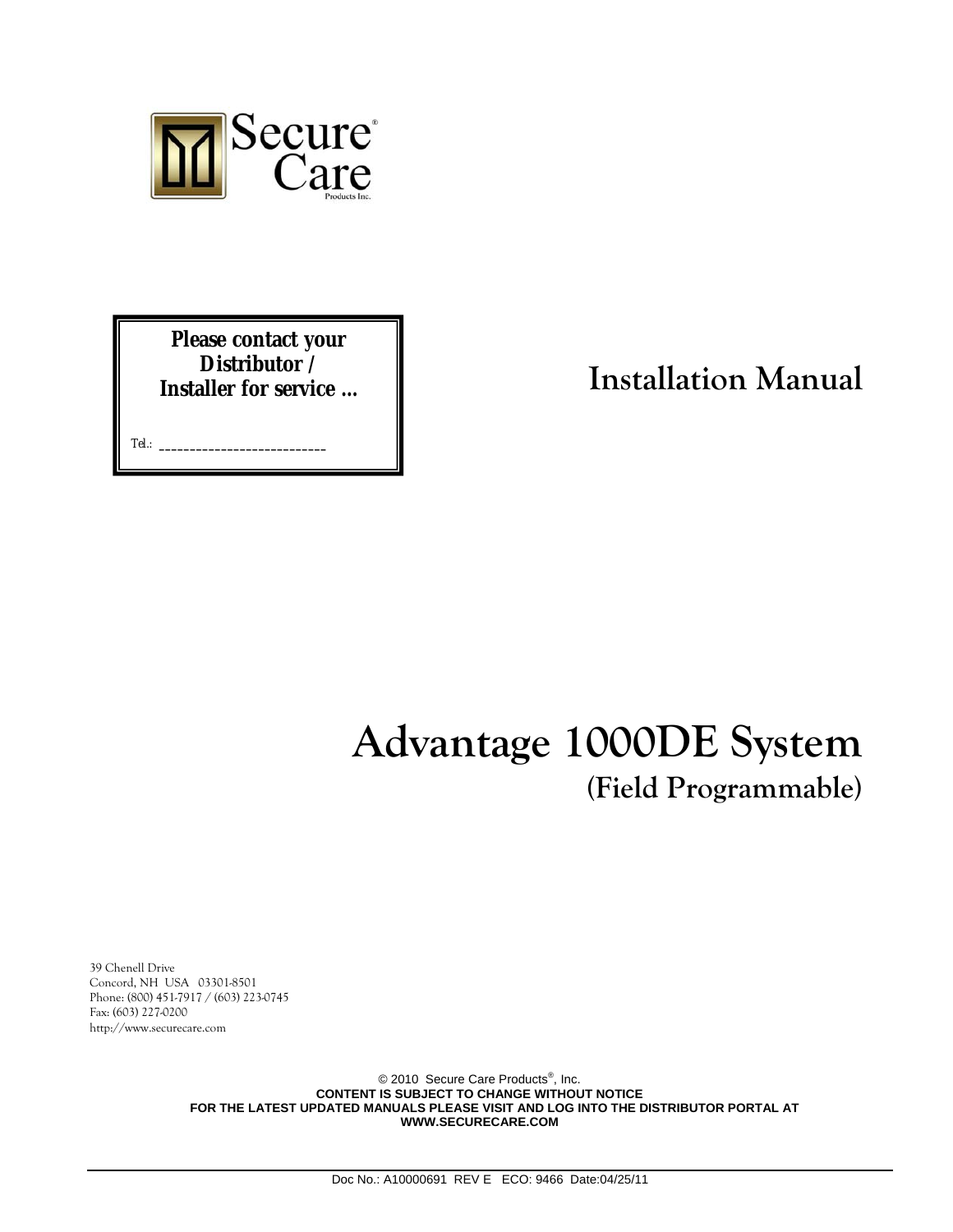Secure® Care
Products Inc.

**Please contact your Distributor / Installer for service ...**

Tel.: ___________________________

## Installation Manual

# Advantage 1000DE System

## (Field Programmable)

39 Chenell Drive
Concord, NH USA 03301-8501
Phone: (800) 451-7917 / (603) 223-0745
Fax: (603) 227-0200
http://www.securecare.com

© 2010 Secure Care Products®, Inc.
**CONTENT IS SUBJECT TO CHANGE WITHOUT NOTICE**
**FOR THE LATEST UPDATED MANUALS PLEASE VISIT AND LOG INTO THE DISTRIBUTOR PORTAL AT WWW.SECURECARE.COM**

Doc No.: A10000691 REV E ECO: 9466 Date:04/25/11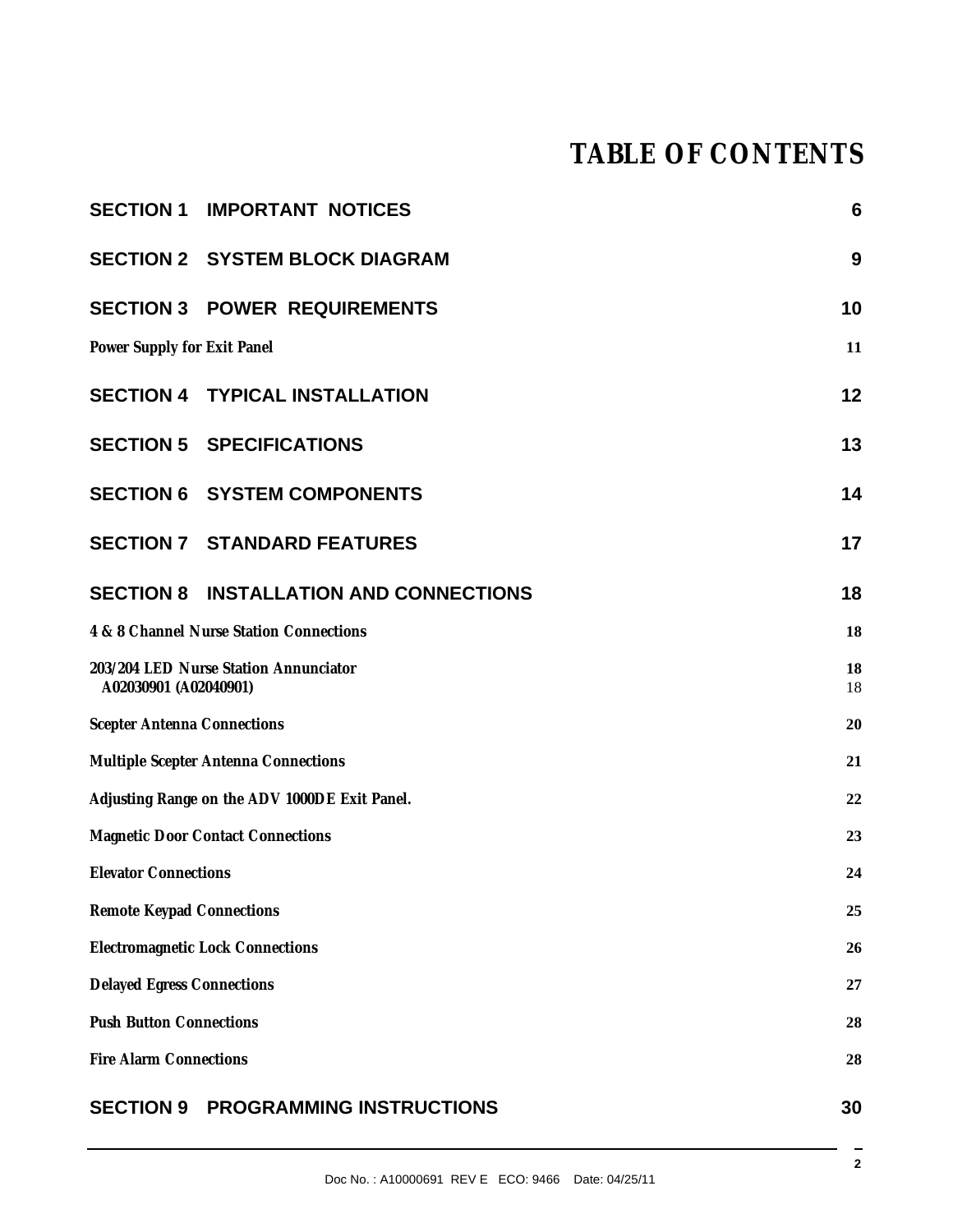# TABLE OF CONTENTS

| | |
|---|---|
| **SECTION 1 IMPORTANT NOTICES** | **6** |
| **SECTION 2 SYSTEM BLOCK DIAGRAM** | **9** |
| **SECTION 3 POWER REQUIREMENTS** | **10** |
| ***Power Supply for Exit Panel*** | **11** |
| **SECTION 4 TYPICAL INSTALLATION** | **12** |
| **SECTION 5 SPECIFICATIONS** | **13** |
| **SECTION 6 SYSTEM COMPONENTS** | **14** |
| **SECTION 7 STANDARD FEATURES** | **17** |
| **SECTION 8 INSTALLATION AND CONNECTIONS** | **18** |
| ***4 & 8 Channel Nurse Station Connections*** | **18** |
| ***203/204 LED Nurse Station Annunciator A02030901 (A02040901)*** | **18** 18 |
| ***Scepter Antenna Connections*** | **20** |
| ***Multiple Scepter Antenna Connections*** | **21** |
| ***Adjusting Range on the ADV 1000DE Exit Panel.*** | **22** |
| ***Magnetic Door Contact Connections*** | **23** |
| ***Elevator Connections*** | **24** |
| ***Remote Keypad Connections*** | **25** |
| ***Electromagnetic Lock Connections*** | **26** |
| ***Delayed Egress Connections*** | **27** |
| ***Push Button Connections*** | **28** |
| ***Fire Alarm Connections*** | **28** |
| **SECTION 9 PROGRAMMING INSTRUCTIONS** | **30** |

Doc No. : A10000691 REV E ECO: 9466 Date: 04/25/11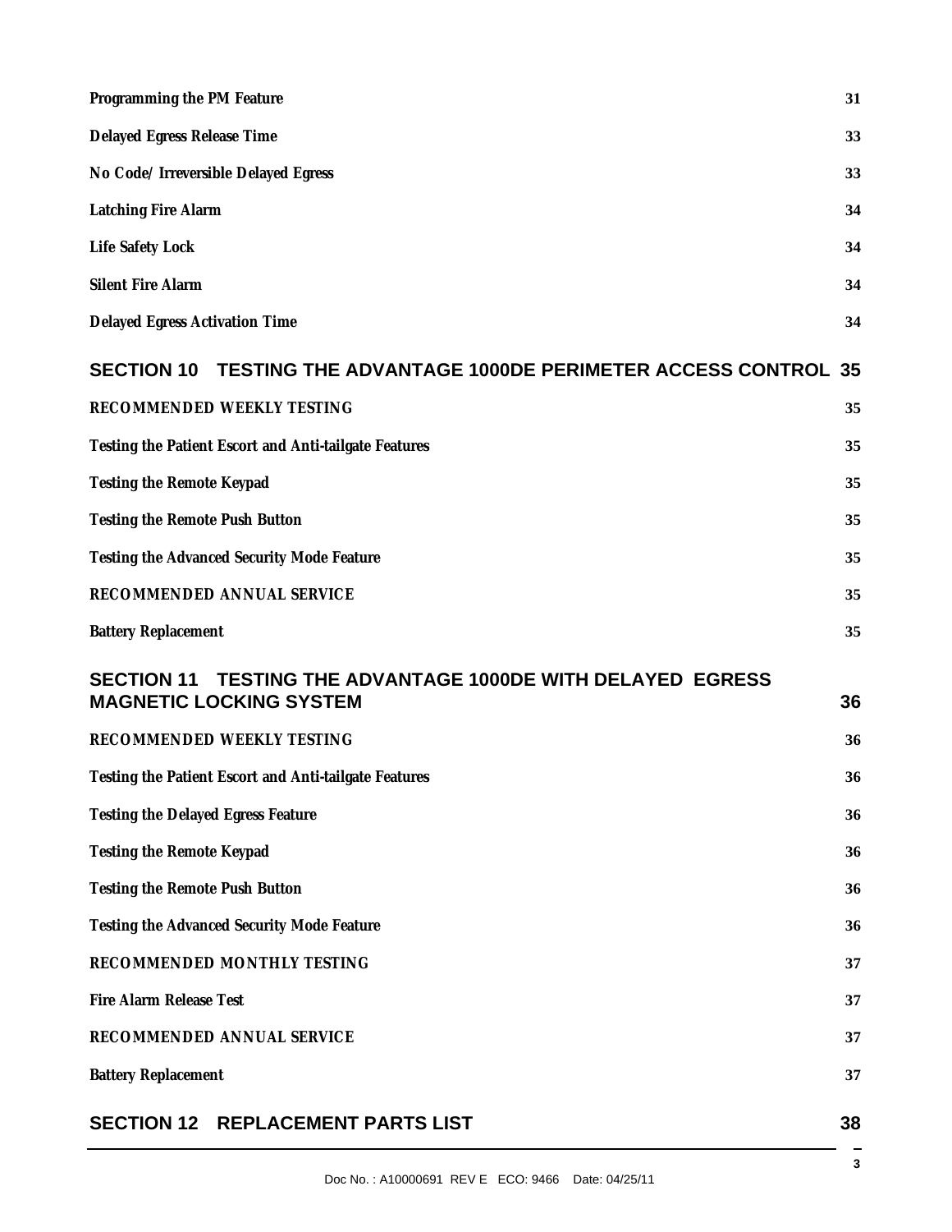Programming the PM Feature 31

Delayed Egress Release Time 33

No Code/ Irreversible Delayed Egress 33

Latching Fire Alarm 34

Life Safety Lock 34

Silent Fire Alarm 34

Delayed Egress Activation Time 34

## SECTION 10 TESTING THE ADVANTAGE 1000DE PERIMETER ACCESS CONTROL 35

RECOMMENDED WEEKLY TESTING 35

Testing the Patient Escort and Anti-tailgate Features 35

Testing the Remote Keypad 35

Testing the Remote Push Button 35

Testing the Advanced Security Mode Feature 35

RECOMMENDED ANNUAL SERVICE 35

Battery Replacement 35

## SECTION 11 TESTING THE ADVANTAGE 1000DE WITH DELAYED EGRESS MAGNETIC LOCKING SYSTEM 36

RECOMMENDED WEEKLY TESTING 36

Testing the Patient Escort and Anti-tailgate Features 36

Testing the Delayed Egress Feature 36

Testing the Remote Keypad 36

Testing the Remote Push Button 36

Testing the Advanced Security Mode Feature 36

RECOMMENDED MONTHLY TESTING 37

Fire Alarm Release Test 37

RECOMMENDED ANNUAL SERVICE 37

Battery Replacement 37

## SECTION 12 REPLACEMENT PARTS LIST 38

Doc No. : A10000691 REV E ECO: 9466 Date: 04/25/11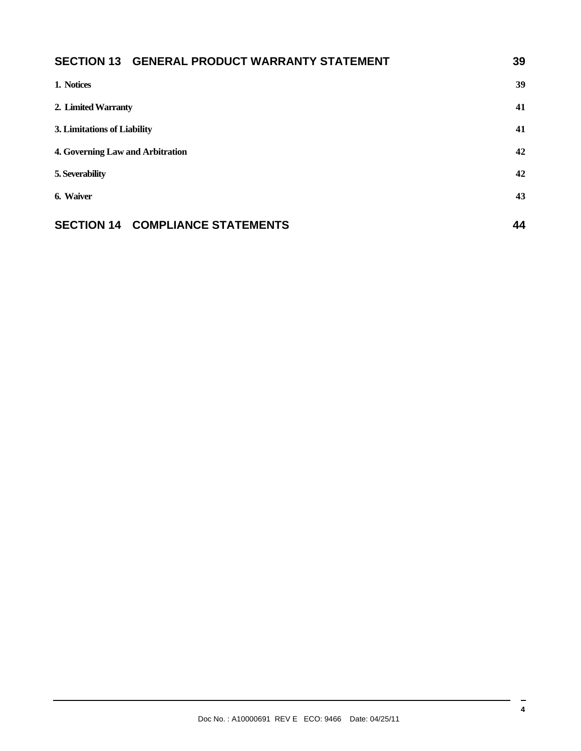**SECTION 13 GENERAL PRODUCT WARRANTY STATEMENT** 39

**1. Notices** 39

**2. Limited Warranty** 41

**3. Limitations of Liability** 41

**4. Governing Law and Arbitration** 42

**5. Severability** 42

**6. Waiver** 43

**SECTION 14 COMPLIANCE STATEMENTS** 44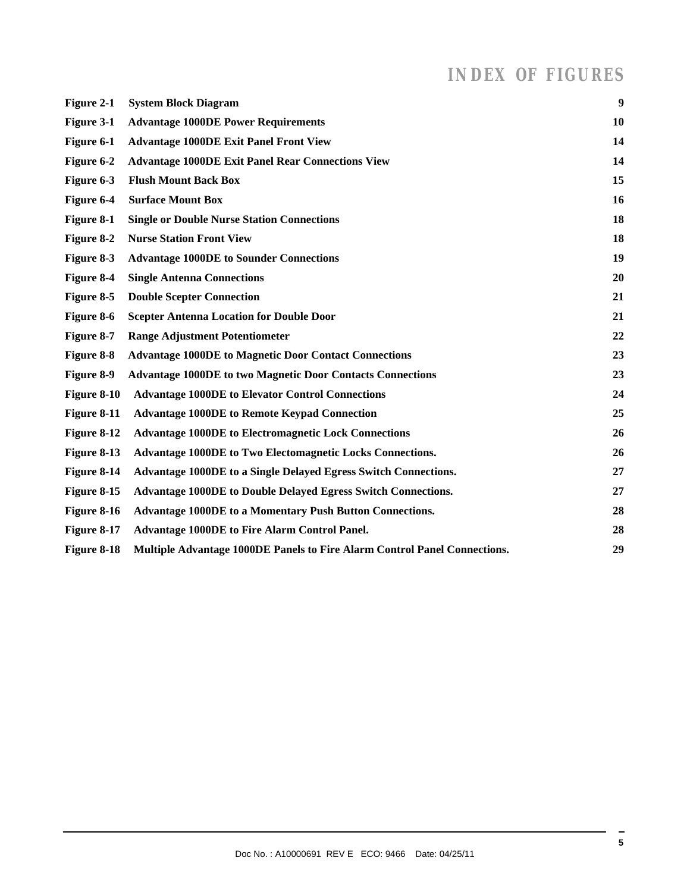# INDEX OF FIGURES

| | | |
|---|---|---|
| **Figure 2-1** | **System Block Diagram** | **9** |
| **Figure 3-1** | **Advantage 1000DE Power Requirements** | **10** |
| **Figure 6-1** | **Advantage 1000DE Exit Panel Front View** | **14** |
| **Figure 6-2** | **Advantage 1000DE Exit Panel Rear Connections View** | **14** |
| **Figure 6-3** | **Flush Mount Back Box** | **15** |
| **Figure 6-4** | **Surface Mount Box** | **16** |
| **Figure 8-1** | **Single or Double Nurse Station Connections** | **18** |
| **Figure 8-2** | **Nurse Station Front View** | **18** |
| **Figure 8-3** | **Advantage 1000DE to Sounder Connections** | **19** |
| **Figure 8-4** | **Single Antenna Connections** | **20** |
| **Figure 8-5** | **Double Scepter Connection** | **21** |
| **Figure 8-6** | **Scepter Antenna Location for Double Door** | **21** |
| **Figure 8-7** | **Range Adjustment Potentiometer** | **22** |
| **Figure 8-8** | **Advantage 1000DE to Magnetic Door Contact Connections** | **23** |
| **Figure 8-9** | **Advantage 1000DE to two Magnetic Door Contacts Connections** | **23** |
| **Figure 8-10** | **Advantage 1000DE to Elevator Control Connections** | **24** |
| **Figure 8-11** | **Advantage 1000DE to Remote Keypad Connection** | **25** |
| **Figure 8-12** | **Advantage 1000DE to Electromagnetic Lock Connections** | **26** |
| **Figure 8-13** | **Advantage 1000DE to Two Electomagnetic Locks Connections.** | **26** |
| **Figure 8-14** | **Advantage 1000DE to a Single Delayed Egress Switch Connections.** | **27** |
| **Figure 8-15** | **Advantage 1000DE to Double Delayed Egress Switch Connections.** | **27** |
| **Figure 8-16** | **Advantage 1000DE to a Momentary Push Button Connections.** | **28** |
| **Figure 8-17** | **Advantage 1000DE to Fire Alarm Control Panel.** | **28** |
| **Figure 8-18** | **Multiple Advantage 1000DE Panels to Fire Alarm Control Panel Connections.** | **29** |

Doc No. : A10000691 REV E ECO: 9466 Date: 04/25/11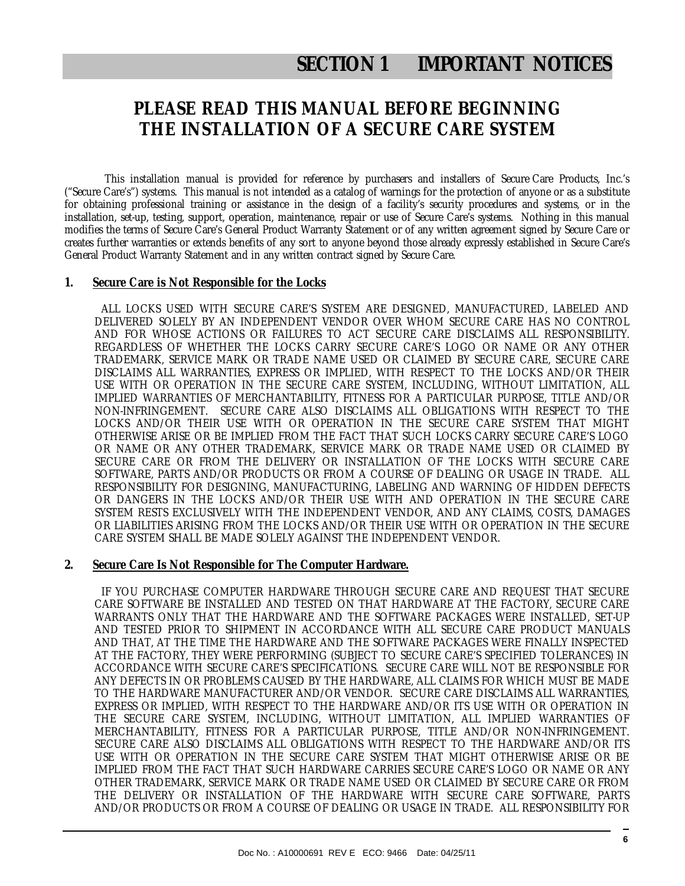# SECTION 1 IMPORTANT NOTICES

## PLEASE READ THIS MANUAL BEFORE BEGINNING THE INSTALLATION OF A SECURE CARE SYSTEM

This installation manual is provided for reference by purchasers and installers of Secure Care Products, Inc.'s ("Secure Care's") systems. This manual is not intended as a catalog of warnings for the protection of anyone or as a substitute for obtaining professional training or assistance in the design of a facility's security procedures and systems, or in the installation, set-up, testing, support, operation, maintenance, repair or use of Secure Care's systems. Nothing in this manual modifies the terms of Secure Care's General Product Warranty Statement or of any written agreement signed by Secure Care or creates further warranties or extends benefits of any sort to anyone beyond those already expressly established in Secure Care's General Product Warranty Statement and in any written contract signed by Secure Care.

### 1. Secure Care is Not Responsible for the Locks

ALL LOCKS USED WITH SECURE CARE'S SYSTEM ARE DESIGNED, MANUFACTURED, LABELED AND DELIVERED SOLELY BY AN INDEPENDENT VENDOR OVER WHOM SECURE CARE HAS NO CONTROL AND FOR WHOSE ACTIONS OR FAILURES TO ACT SECURE CARE DISCLAIMS ALL RESPONSIBILITY. REGARDLESS OF WHETHER THE LOCKS CARRY SECURE CARE'S LOGO OR NAME OR ANY OTHER TRADEMARK, SERVICE MARK OR TRADE NAME USED OR CLAIMED BY SECURE CARE, SECURE CARE DISCLAIMS ALL WARRANTIES, EXPRESS OR IMPLIED, WITH RESPECT TO THE LOCKS AND/OR THEIR USE WITH OR OPERATION IN THE SECURE CARE SYSTEM, INCLUDING, WITHOUT LIMITATION, ALL IMPLIED WARRANTIES OF MERCHANTABILITY, FITNESS FOR A PARTICULAR PURPOSE, TITLE AND/OR NON-INFRINGEMENT. SECURE CARE ALSO DISCLAIMS ALL OBLIGATIONS WITH RESPECT TO THE LOCKS AND/OR THEIR USE WITH OR OPERATION IN THE SECURE CARE SYSTEM THAT MIGHT OTHERWISE ARISE OR BE IMPLIED FROM THE FACT THAT SUCH LOCKS CARRY SECURE CARE'S LOGO OR NAME OR ANY OTHER TRADEMARK, SERVICE MARK OR TRADE NAME USED OR CLAIMED BY SECURE CARE OR FROM THE DELIVERY OR INSTALLATION OF THE LOCKS WITH SECURE CARE SOFTWARE, PARTS AND/OR PRODUCTS OR FROM A COURSE OF DEALING OR USAGE IN TRADE. ALL RESPONSIBILITY FOR DESIGNING, MANUFACTURING, LABELING AND WARNING OF HIDDEN DEFECTS OR DANGERS IN THE LOCKS AND/OR THEIR USE WITH AND OPERATION IN THE SECURE CARE SYSTEM RESTS EXCLUSIVELY WITH THE INDEPENDENT VENDOR, AND ANY CLAIMS, COSTS, DAMAGES OR LIABILITIES ARISING FROM THE LOCKS AND/OR THEIR USE WITH OR OPERATION IN THE SECURE CARE SYSTEM SHALL BE MADE SOLELY AGAINST THE INDEPENDENT VENDOR.

### 2. Secure Care Is Not Responsible for The Computer Hardware.

IF YOU PURCHASE COMPUTER HARDWARE THROUGH SECURE CARE AND REQUEST THAT SECURE CARE SOFTWARE BE INSTALLED AND TESTED ON THAT HARDWARE AT THE FACTORY, SECURE CARE WARRANTS ONLY THAT THE HARDWARE AND THE SOFTWARE PACKAGES WERE INSTALLED, SET-UP AND TESTED PRIOR TO SHIPMENT IN ACCORDANCE WITH ALL SECURE CARE PRODUCT MANUALS AND THAT, AT THE TIME THE HARDWARE AND THE SOFTWARE PACKAGES WERE FINALLY INSPECTED AT THE FACTORY, THEY WERE PERFORMING (SUBJECT TO SECURE CARE'S SPECIFIED TOLERANCES) IN ACCORDANCE WITH SECURE CARE'S SPECIFICATIONS. SECURE CARE WILL NOT BE RESPONSIBLE FOR ANY DEFECTS IN OR PROBLEMS CAUSED BY THE HARDWARE, ALL CLAIMS FOR WHICH MUST BE MADE TO THE HARDWARE MANUFACTURER AND/OR VENDOR. SECURE CARE DISCLAIMS ALL WARRANTIES, EXPRESS OR IMPLIED, WITH RESPECT TO THE HARDWARE AND/OR ITS USE WITH OR OPERATION IN THE SECURE CARE SYSTEM, INCLUDING, WITHOUT LIMITATION, ALL IMPLIED WARRANTIES OF MERCHANTABILITY, FITNESS FOR A PARTICULAR PURPOSE, TITLE AND/OR NON-INFRINGEMENT. SECURE CARE ALSO DISCLAIMS ALL OBLIGATIONS WITH RESPECT TO THE HARDWARE AND/OR ITS USE WITH OR OPERATION IN THE SECURE CARE SYSTEM THAT MIGHT OTHERWISE ARISE OR BE IMPLIED FROM THE FACT THAT SUCH HARDWARE CARRIES SECURE CARE'S LOGO OR NAME OR ANY OTHER TRADEMARK, SERVICE MARK OR TRADE NAME USED OR CLAIMED BY SECURE CARE OR FROM THE DELIVERY OR INSTALLATION OF THE HARDWARE WITH SECURE CARE SOFTWARE, PARTS AND/OR PRODUCTS OR FROM A COURSE OF DEALING OR USAGE IN TRADE. ALL RESPONSIBILITY FOR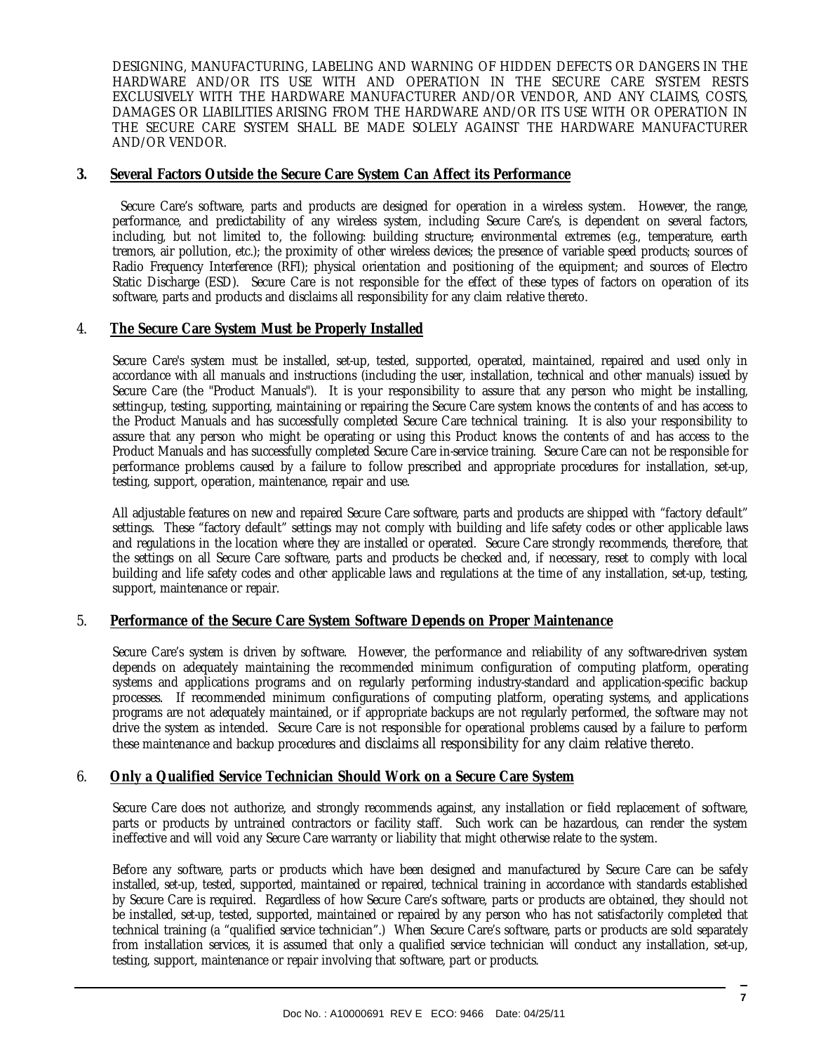DESIGNING, MANUFACTURING, LABELING AND WARNING OF HIDDEN DEFECTS OR DANGERS IN THE HARDWARE AND/OR ITS USE WITH AND OPERATION IN THE SECURE CARE SYSTEM RESTS EXCLUSIVELY WITH THE HARDWARE MANUFACTURER AND/OR VENDOR, AND ANY CLAIMS, COSTS, DAMAGES OR LIABILITIES ARISING FROM THE HARDWARE AND/OR ITS USE WITH OR OPERATION IN THE SECURE CARE SYSTEM SHALL BE MADE SOLELY AGAINST THE HARDWARE MANUFACTURER AND/OR VENDOR.

### 3. Several Factors Outside the Secure Care System Can Affect its Performance

Secure Care's software, parts and products are designed for operation in a wireless system. However, the range, performance, and predictability of any wireless system, including Secure Care's, is dependent on several factors, including, but not limited to, the following: building structure; environmental extremes (e.g., temperature, earth tremors, air pollution, etc.); the proximity of other wireless devices; the presence of variable speed products; sources of Radio Frequency Interference (RFI); physical orientation and positioning of the equipment; and sources of Electro Static Discharge (ESD). Secure Care is not responsible for the effect of these types of factors on operation of its software, parts and products and disclaims all responsibility for any claim relative thereto.

### 4. The Secure Care System Must be Properly Installed

Secure Care's system must be installed, set-up, tested, supported, operated, maintained, repaired and used only in accordance with all manuals and instructions (including the user, installation, technical and other manuals) issued by Secure Care (the "Product Manuals"). It is your responsibility to assure that any person who might be installing, setting-up, testing, supporting, maintaining or repairing the Secure Care system knows the contents of and has access to the Product Manuals and has successfully completed Secure Care technical training. It is also your responsibility to assure that any person who might be operating or using this Product knows the contents of and has access to the Product Manuals and has successfully completed Secure Care in-service training. Secure Care can not be responsible for performance problems caused by a failure to follow prescribed and appropriate procedures for installation, set-up, testing, support, operation, maintenance, repair and use.

All adjustable features on new and repaired Secure Care software, parts and products are shipped with "factory default" settings. These "factory default" settings may not comply with building and life safety codes or other applicable laws and regulations in the location where they are installed or operated. Secure Care strongly recommends, therefore, that the settings on all Secure Care software, parts and products be checked and, if necessary, reset to comply with local building and life safety codes and other applicable laws and regulations at the time of any installation, set-up, testing, support, maintenance or repair.

### 5. Performance of the Secure Care System Software Depends on Proper Maintenance

Secure Care's system is driven by software. However, the performance and reliability of any software-driven system depends on adequately maintaining the recommended minimum configuration of computing platform, operating systems and applications programs and on regularly performing industry-standard and application-specific backup processes. If recommended minimum configurations of computing platform, operating systems, and applications programs are not adequately maintained, or if appropriate backups are not regularly performed, the software may not drive the system as intended. Secure Care is not responsible for operational problems caused by a failure to perform these maintenance and backup procedures and disclaims all responsibility for any claim relative thereto.

### 6. Only a Qualified Service Technician Should Work on a Secure Care System

Secure Care does not authorize, and strongly recommends against, any installation or field replacement of software, parts or products by untrained contractors or facility staff. Such work can be hazardous, can render the system ineffective and will void any Secure Care warranty or liability that might otherwise relate to the system.

Before any software, parts or products which have been designed and manufactured by Secure Care can be safely installed, set-up, tested, supported, maintained or repaired, technical training in accordance with standards established by Secure Care is required. Regardless of how Secure Care's software, parts or products are obtained, they should not be installed, set-up, tested, supported, maintained or repaired by any person who has not satisfactorily completed that technical training (a "qualified service technician".) When Secure Care's software, parts or products are sold separately from installation services, it is assumed that only a qualified service technician will conduct any installation, set-up, testing, support, maintenance or repair involving that software, part or products.

Doc No. : A10000691 REV E ECO: 9466 Date: 04/25/11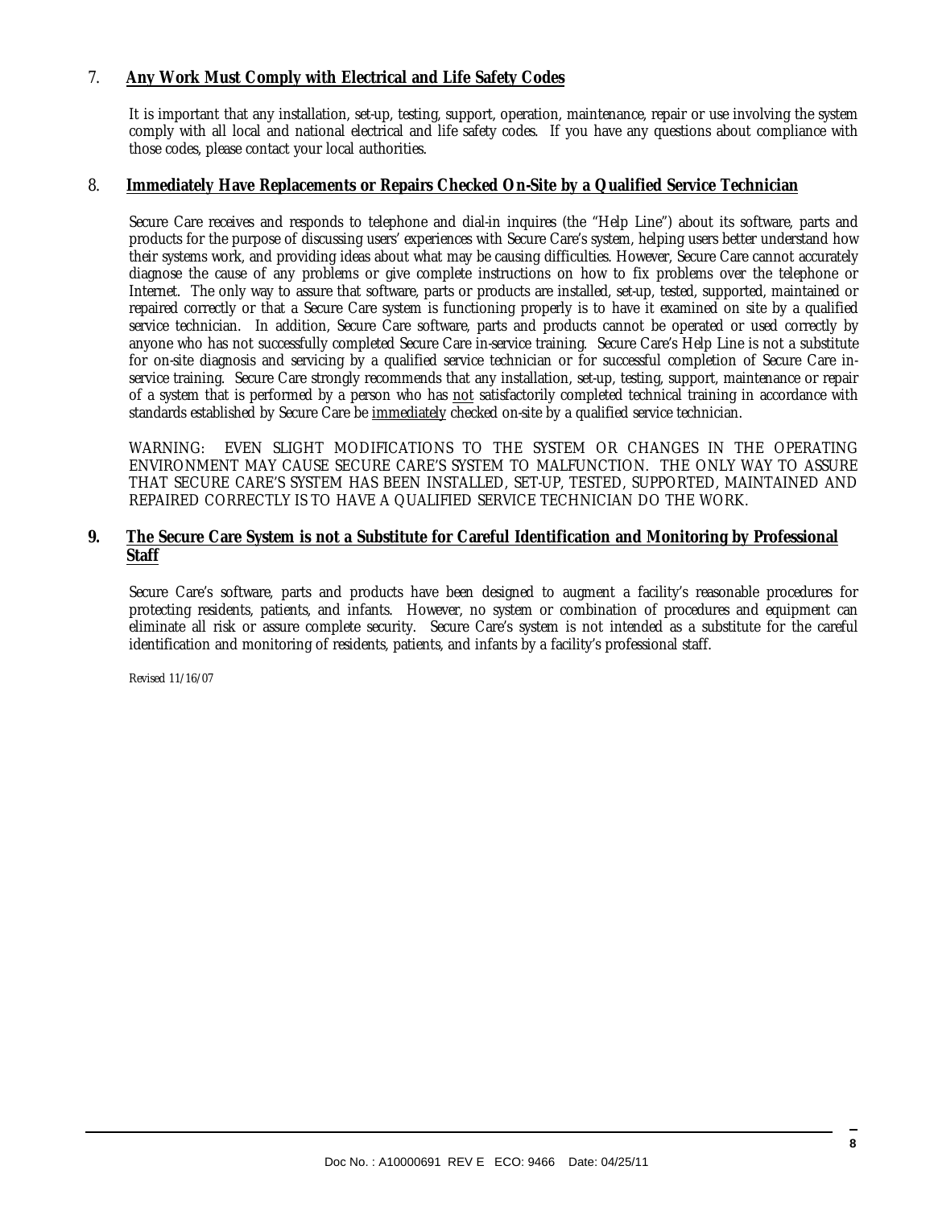## 7. **Any Work Must Comply with Electrical and Life Safety Codes**

It is important that any installation, set-up, testing, support, operation, maintenance, repair or use involving the system comply with all local and national electrical and life safety codes. If you have any questions about compliance with those codes, please contact your local authorities.

## 8. **Immediately Have Replacements or Repairs Checked On-Site by a Qualified Service Technician**

Secure Care receives and responds to telephone and dial-in inquires (the "Help Line") about its software, parts and products for the purpose of discussing users' experiences with Secure Care's system, helping users better understand how their systems work, and providing ideas about what may be causing difficulties. However, Secure Care cannot accurately diagnose the cause of any problems or give complete instructions on how to fix problems over the telephone or Internet. The only way to assure that software, parts or products are installed, set-up, tested, supported, maintained or repaired correctly or that a Secure Care system is functioning properly is to have it examined on site by a qualified service technician. In addition, Secure Care software, parts and products cannot be operated or used correctly by anyone who has not successfully completed Secure Care in-service training. Secure Care's Help Line is not a substitute for on-site diagnosis and servicing by a qualified service technician or for successful completion of Secure Care in-service training. Secure Care strongly recommends that any installation, set-up, testing, support, maintenance or repair of a system that is performed by a person who has <u>not</u> satisfactorily completed technical training in accordance with standards established by Secure Care be <u>immediately</u> checked on-site by a qualified service technician.

WARNING: EVEN SLIGHT MODIFICATIONS TO THE SYSTEM OR CHANGES IN THE OPERATING ENVIRONMENT MAY CAUSE SECURE CARE'S SYSTEM TO MALFUNCTION. THE ONLY WAY TO ASSURE THAT SECURE CARE'S SYSTEM HAS BEEN INSTALLED, SET-UP, TESTED, SUPPORTED, MAINTAINED AND REPAIRED CORRECTLY IS TO HAVE A QUALIFIED SERVICE TECHNICIAN DO THE WORK.

## 9. **The Secure Care System is not a Substitute for Careful Identification and Monitoring by Professional Staff**

Secure Care's software, parts and products have been designed to augment a facility's reasonable procedures for protecting residents, patients, and infants. However, no system or combination of procedures and equipment can eliminate all risk or assure complete security. Secure Care's system is not intended as a substitute for the careful identification and monitoring of residents, patients, and infants by a facility's professional staff.

Revised 11/16/07

Doc No. : A10000691 REV E ECO: 9466 Date: 04/25/11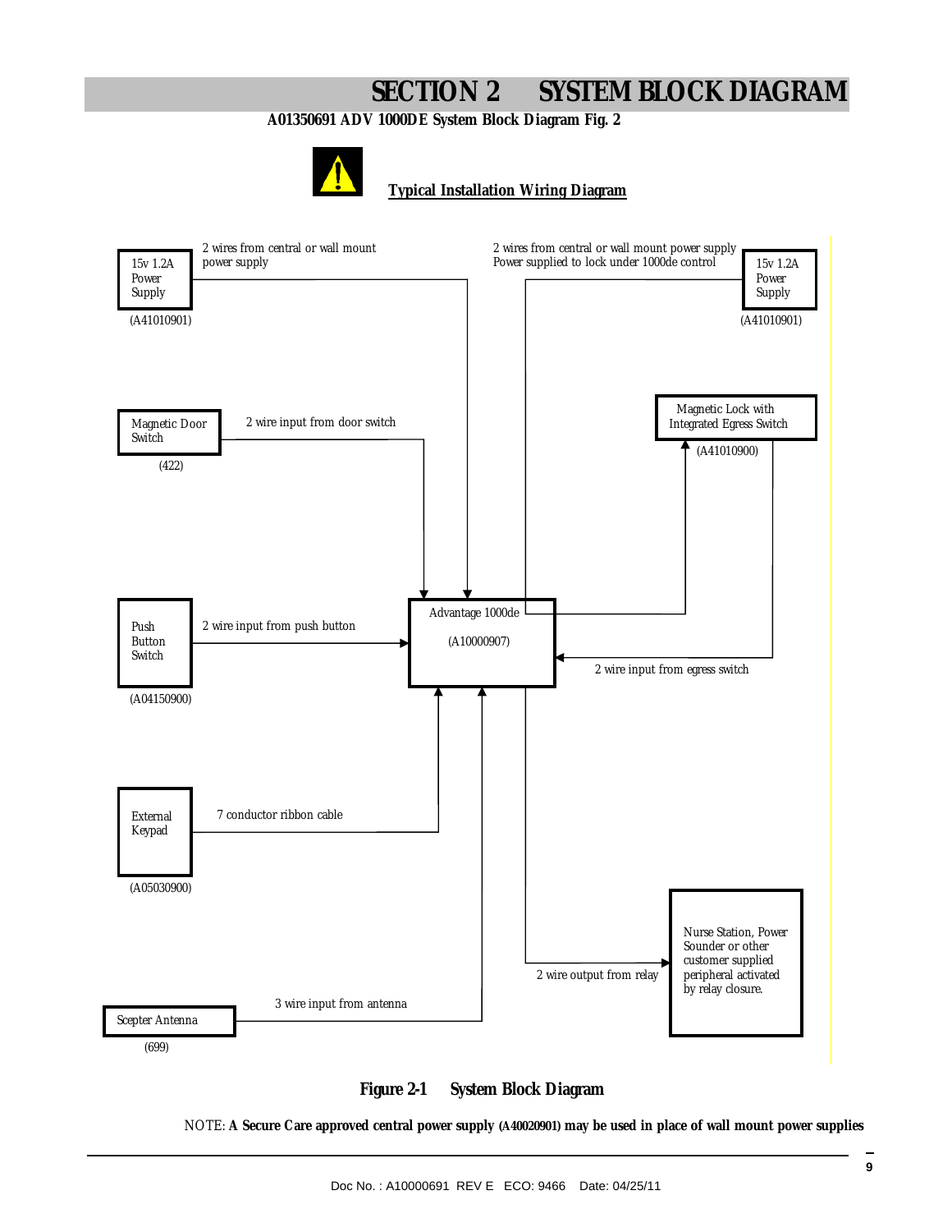# SECTION 2 SYSTEM BLOCK DIAGRAM

**A01350691 ADV 1000DE System Block Diagram Fig. 2**

**Typical Installation Wiring Diagram**

15v 1.2A Power Supply (A41010901) — 2 wires from central or wall mount power supply

15v 1.2A Power Supply (A41010901) — 2 wires from central or wall mount power supply. Power supplied to lock under 1000de control

Magnetic Door Switch (422) — 2 wire input from door switch

Magnetic Lock with Integrated Egress Switch (A41010900)

Push Button Switch (A04150900) — 2 wire input from push button

Advantage 1000de (A10000907)

2 wire input from egress switch

External Keypad (A05030900) — 7 conductor ribbon cable

Nurse Station, Power Sounder or other customer supplied peripheral activated by relay closure. — 2 wire output from relay

Scepter Antenna (699) — 3 wire input from antenna

**Figure 2-1 System Block Diagram**

NOTE: **A Secure Care approved central power supply (A40020901) may be used in place of wall mount power supplies**

Doc No. : A10000691 REV E ECO: 9466 Date: 04/25/11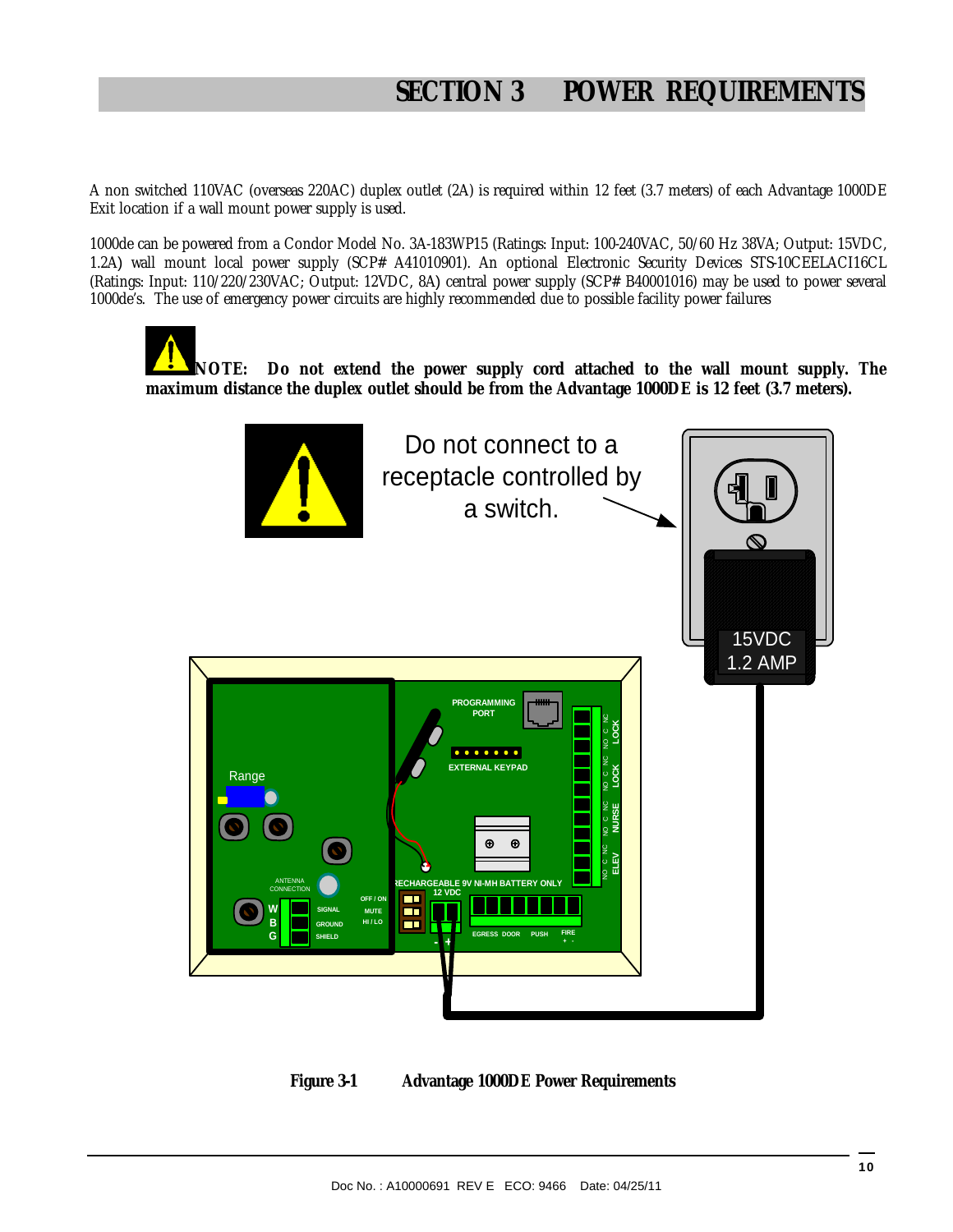# SECTION 3 POWER REQUIREMENTS

A non switched 110VAC (overseas 220AC) duplex outlet (2A) is required within 12 feet (3.7 meters) of each Advantage 1000DE Exit location if a wall mount power supply is used.

1000de can be powered from a Condor Model No. 3A-183WP15 (Ratings: Input: 100-240VAC, 50/60 Hz 38VA; Output: 15VDC, 1.2A) wall mount local power supply (SCP# A41010901). An optional Electronic Security Devices STS-10CEELACI16CL (Ratings: Input: 110/220/230VAC; Output: 12VDC, 8A) central power supply (SCP# B40001016) may be used to power several 1000de's. The use of emergency power circuits are highly recommended due to possible facility power failures

**NOTE: Do not extend the power supply cord attached to the wall mount supply. The maximum distance the duplex outlet should be from the Advantage 1000DE is 12 feet (3.7 meters).**

Do not connect to a receptacle controlled by a switch.

15VDC 1.2 AMP

**Figure 3-1 Advantage 1000DE Power Requirements**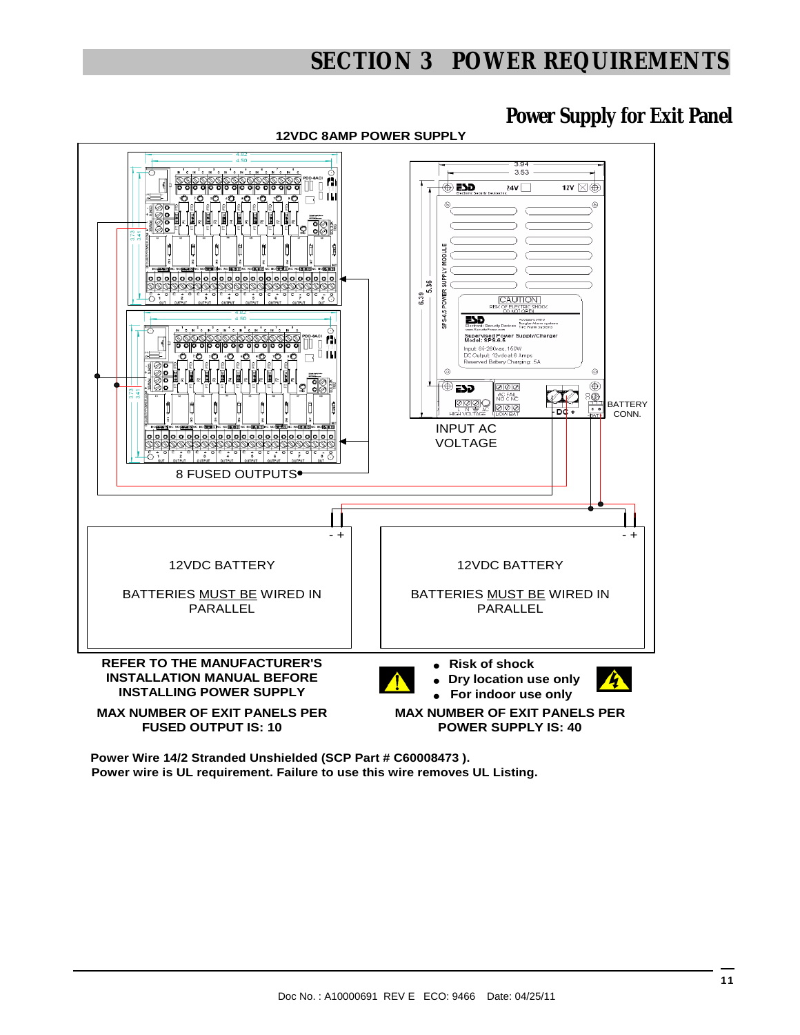# SECTION 3 POWER REQUIREMENTS

## Power Supply for Exit Panel

**12VDC 8AMP POWER SUPPLY**

BATTERY CONN.

INPUT AC VOLTAGE

8 FUSED OUTPUTS

12VDC BATTERY

BATTERIES MUST BE WIRED IN PARALLEL

12VDC BATTERY

BATTERIES MUST BE WIRED IN PARALLEL

**REFER TO THE MANUFACTURER'S INSTALLATION MANUAL BEFORE INSTALLING POWER SUPPLY**

- **Risk of shock**
- **Dry location use only**
- **For indoor use only**

**MAX NUMBER OF EXIT PANELS PER FUSED OUTPUT IS: 10**

**MAX NUMBER OF EXIT PANELS PER POWER SUPPLY IS: 40**

**Power Wire 14/2 Stranded Unshielded (SCP Part # C60008473 ).**
**Power wire is UL requirement. Failure to use this wire removes UL Listing.**

Doc No. : A10000691 REV E ECO: 9466 Date: 04/25/11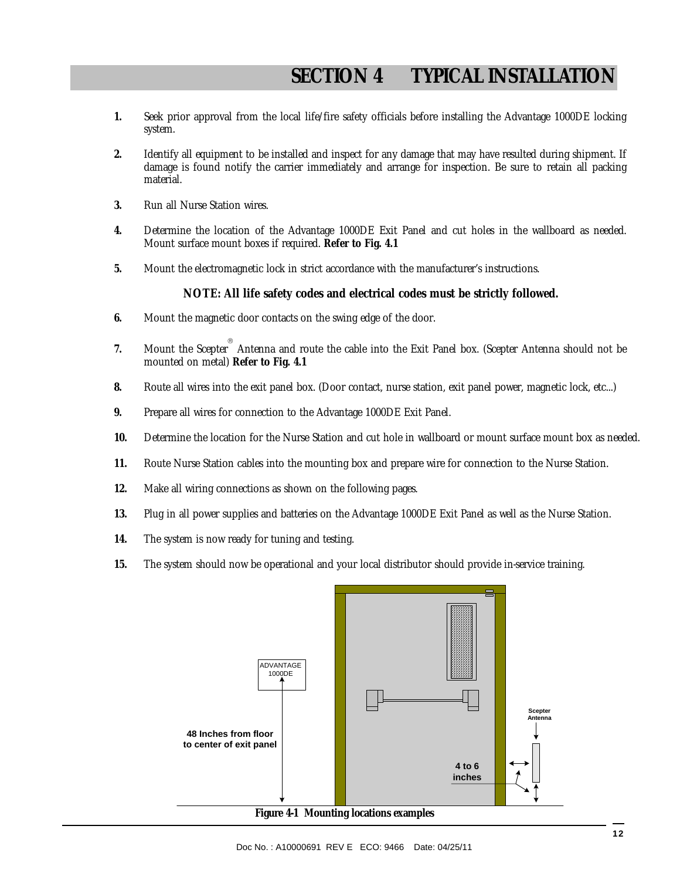# SECTION 4 TYPICAL INSTALLATION

1. Seek prior approval from the local life/fire safety officials before installing the Advantage 1000DE locking system.

2. Identify all equipment to be installed and inspect for any damage that may have resulted during shipment. If damage is found notify the carrier immediately and arrange for inspection. Be sure to retain all packing material.

3. Run all Nurse Station wires.

4. Determine the location of the Advantage 1000DE Exit Panel and cut holes in the wallboard as needed. Mount surface mount boxes if required. **Refer to Fig. 4.1**

5. Mount the electromagnetic lock in strict accordance with the manufacturer's instructions.

   **NOTE: All life safety codes and electrical codes must be strictly followed.**

6. Mount the magnetic door contacts on the swing edge of the door.

7. Mount the Scepter® Antenna and route the cable into the Exit Panel box. (Scepter Antenna should not be mounted on metal) **Refer to Fig. 4.1**

8. Route all wires into the exit panel box. (Door contact, nurse station, exit panel power, magnetic lock, etc...)

9. Prepare all wires for connection to the Advantage 1000DE Exit Panel.

10. Determine the location for the Nurse Station and cut hole in wallboard or mount surface mount box as needed.

11. Route Nurse Station cables into the mounting box and prepare wire for connection to the Nurse Station.

12. Make all wiring connections as shown on the following pages.

13. Plug in all power supplies and batteries on the Advantage 1000DE Exit Panel as well as the Nurse Station.

14. The system is now ready for tuning and testing.

15. The system should now be operational and your local distributor should provide in-service training.

ADVANTAGE 1000DE

48 Inches from floor to center of exit panel

Scepter Antenna

4 to 6 inches

**Figure 4-1 Mounting locations examples**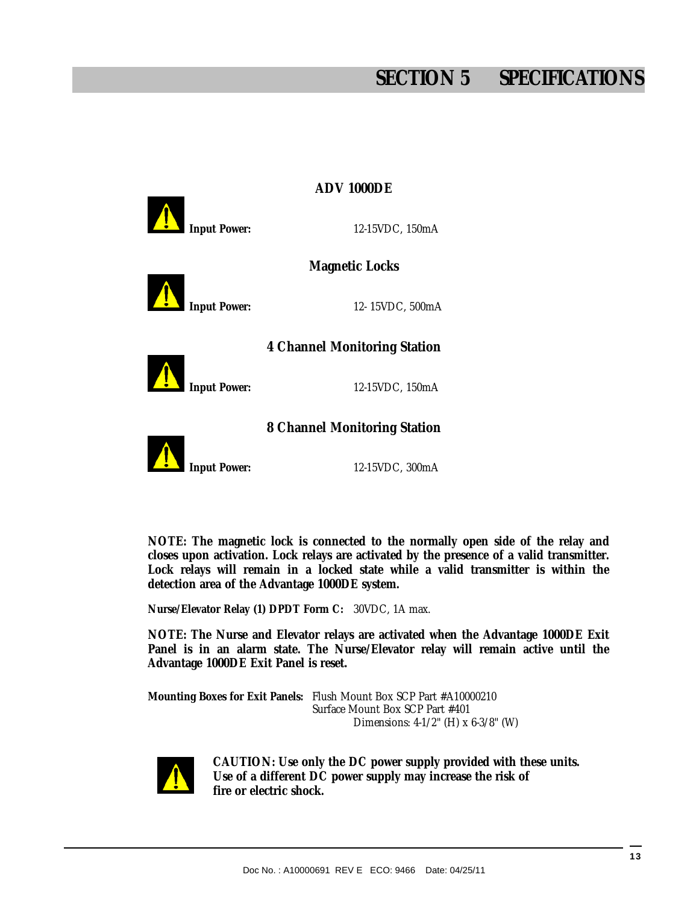# SECTION 5 SPECIFICATIONS

### ADV 1000DE

**Input Power:** 12-15VDC, 150mA

### Magnetic Locks

**Input Power:** 12- 15VDC, 500mA

### 4 Channel Monitoring Station

**Input Power:** 12-15VDC, 150mA

### 8 Channel Monitoring Station

**Input Power:** 12-15VDC, 300mA

**NOTE: The magnetic lock is connected to the normally open side of the relay and closes upon activation. Lock relays are activated by the presence of a valid transmitter. Lock relays will remain in a locked state while a valid transmitter is within the detection area of the Advantage 1000DE system.**

**Nurse/Elevator Relay (1) DPDT Form C:** 30VDC, 1A max.

**NOTE: The Nurse and Elevator relays are activated when the Advantage 1000DE Exit Panel is in an alarm state. The Nurse/Elevator relay will remain active until the Advantage 1000DE Exit Panel is reset.**

**Mounting Boxes for Exit Panels:** Flush Mount Box SCP Part #A10000210
Surface Mount Box SCP Part #401
Dimensions: 4-1/2" (H) x 6-3/8" (W)

**CAUTION: Use only the DC power supply provided with these units. Use of a different DC power supply may increase the risk of fire or electric shock.**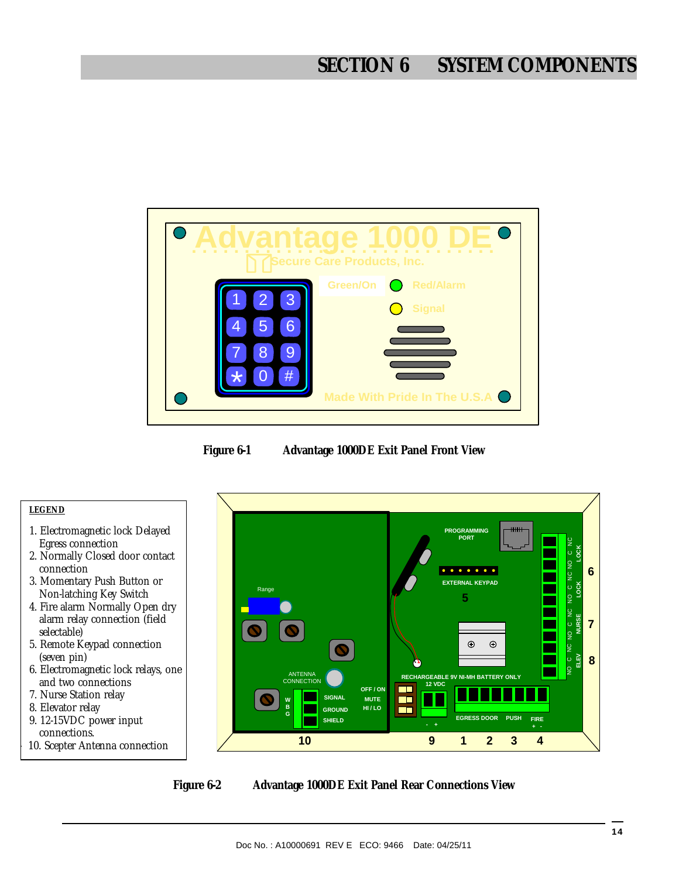# SECTION 6 SYSTEM COMPONENTS

**Figure 6-1 Advantage 1000DE Exit Panel Front View**

**LEGEND**

1. Electromagnetic lock Delayed Egress connection
2. Normally Closed door contact connection
3. Momentary Push Button or Non-latching Key Switch
4. Fire alarm Normally Open dry alarm relay connection (field selectable)
5. Remote Keypad connection (seven pin)
6. Electromagnetic lock relays, one and two connections
7. Nurse Station relay
8. Elevator relay
9. 12-15VDC power input connections.
10. Scepter Antenna connection

**Figure 6-2 Advantage 1000DE Exit Panel Rear Connections View**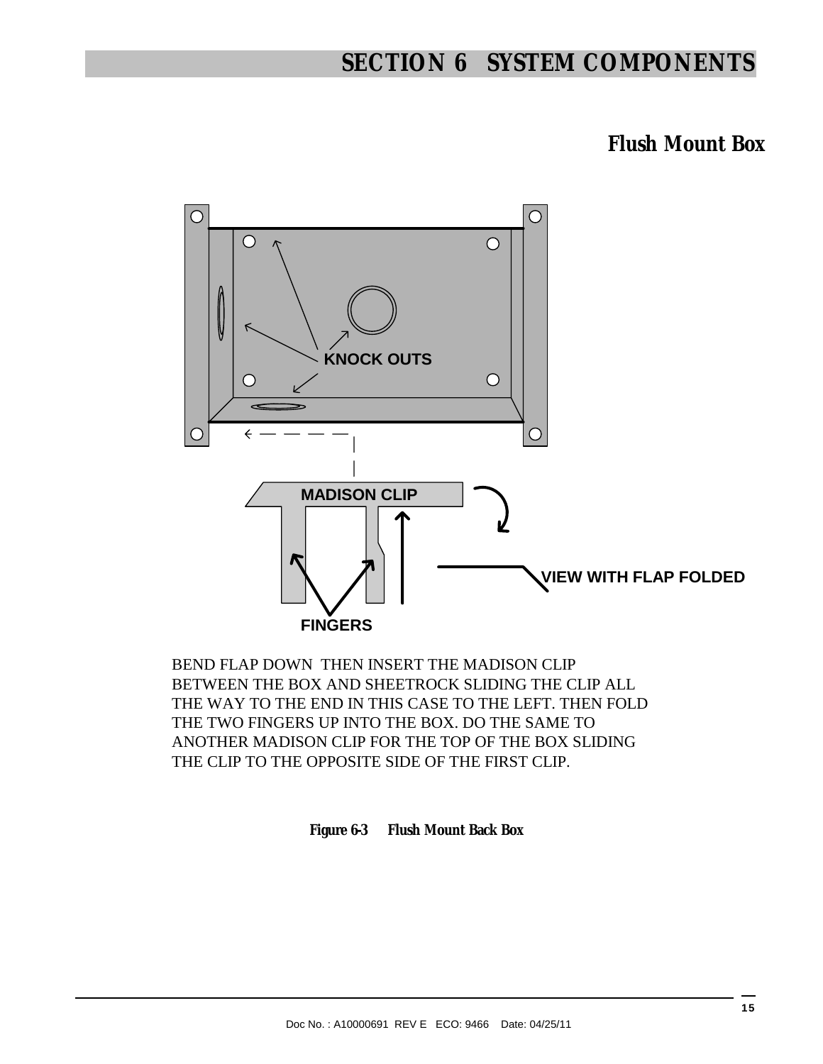## Flush Mount Box

KNOCK OUTS

MADISON CLIP

VIEW WITH FLAP FOLDED

FINGERS

BEND FLAP DOWN THEN INSERT THE MADISON CLIP BETWEEN THE BOX AND SHEETROCK SLIDING THE CLIP ALL THE WAY TO THE END IN THIS CASE TO THE LEFT. THEN FOLD THE TWO FINGERS UP INTO THE BOX. DO THE SAME TO ANOTHER MADISON CLIP FOR THE TOP OF THE BOX SLIDING THE CLIP TO THE OPPOSITE SIDE OF THE FIRST CLIP.

**Figure 6-3 Flush Mount Back Box**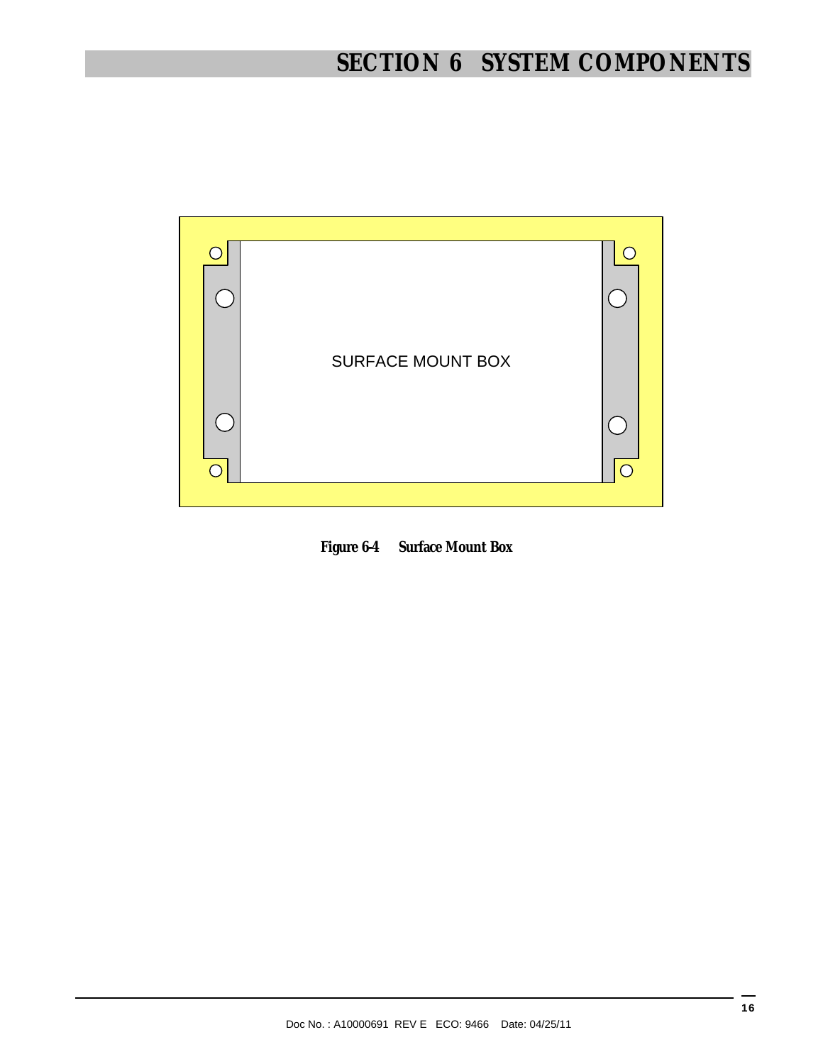SURFACE MOUNT BOX

**Figure 6-4 Surface Mount Box**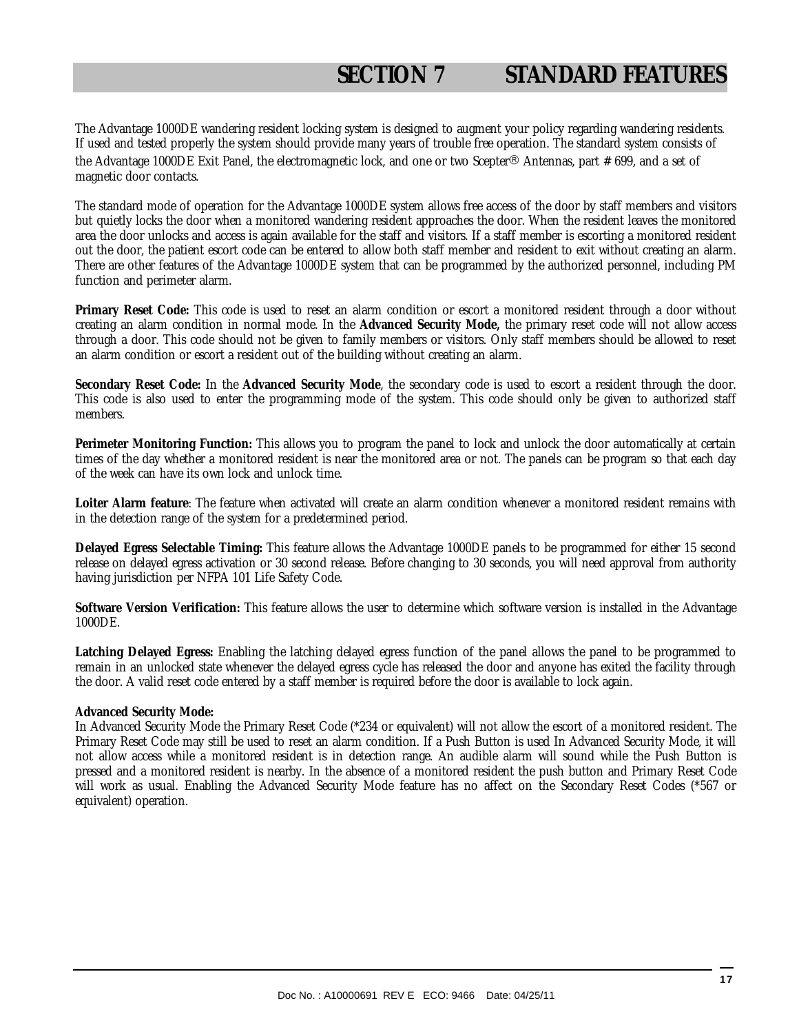# SECTION 7 STANDARD FEATURES

The Advantage 1000DE wandering resident locking system is designed to augment your policy regarding wandering residents. If used and tested properly the system should provide many years of trouble free operation. The standard system consists of the Advantage 1000DE Exit Panel, the electromagnetic lock, and one or two Scepter® Antennas, part # 699, and a set of magnetic door contacts.

The standard mode of operation for the Advantage 1000DE system allows free access of the door by staff members and visitors but quietly locks the door when a monitored wandering resident approaches the door. When the resident leaves the monitored area the door unlocks and access is again available for the staff and visitors. If a staff member is escorting a monitored resident out the door, the patient escort code can be entered to allow both staff member and resident to exit without creating an alarm. There are other features of the Advantage 1000DE system that can be programmed by the authorized personnel, including PM function and perimeter alarm.

**Primary Reset Code:** This code is used to reset an alarm condition or escort a monitored resident through a door without creating an alarm condition in normal mode. In the **Advanced Security Mode,** the primary reset code will not allow access through a door. This code should not be given to family members or visitors. Only staff members should be allowed to reset an alarm condition or escort a resident out of the building without creating an alarm.

**Secondary Reset Code:** In the **Advanced Security Mode**, the secondary code is used to escort a resident through the door. This code is also used to enter the programming mode of the system. This code should only be given to authorized staff members.

**Perimeter Monitoring Function:** This allows you to program the panel to lock and unlock the door automatically at certain times of the day whether a monitored resident is near the monitored area or not. The panels can be program so that each day of the week can have its own lock and unlock time.

**Loiter Alarm feature**: The feature when activated will create an alarm condition whenever a monitored resident remains with in the detection range of the system for a predetermined period.

**Delayed Egress Selectable Timing:** This feature allows the Advantage 1000DE panels to be programmed for either 15 second release on delayed egress activation or 30 second release. Before changing to 30 seconds, you will need approval from authority having jurisdiction per NFPA 101 Life Safety Code.

**Software Version Verification:** This feature allows the user to determine which software version is installed in the Advantage 1000DE.

**Latching Delayed Egress:** Enabling the latching delayed egress function of the panel allows the panel to be programmed to remain in an unlocked state whenever the delayed egress cycle has released the door and anyone has exited the facility through the door. A valid reset code entered by a staff member is required before the door is available to lock again.

**Advanced Security Mode:**
In Advanced Security Mode the Primary Reset Code (*234 or equivalent) will not allow the escort of a monitored resident. The Primary Reset Code may still be used to reset an alarm condition. If a Push Button is used In Advanced Security Mode, it will not allow access while a monitored resident is in detection range. An audible alarm will sound while the Push Button is pressed and a monitored resident is nearby. In the absence of a monitored resident the push button and Primary Reset Code will work as usual. Enabling the Advanced Security Mode feature has no affect on the Secondary Reset Codes (*567 or equivalent) operation.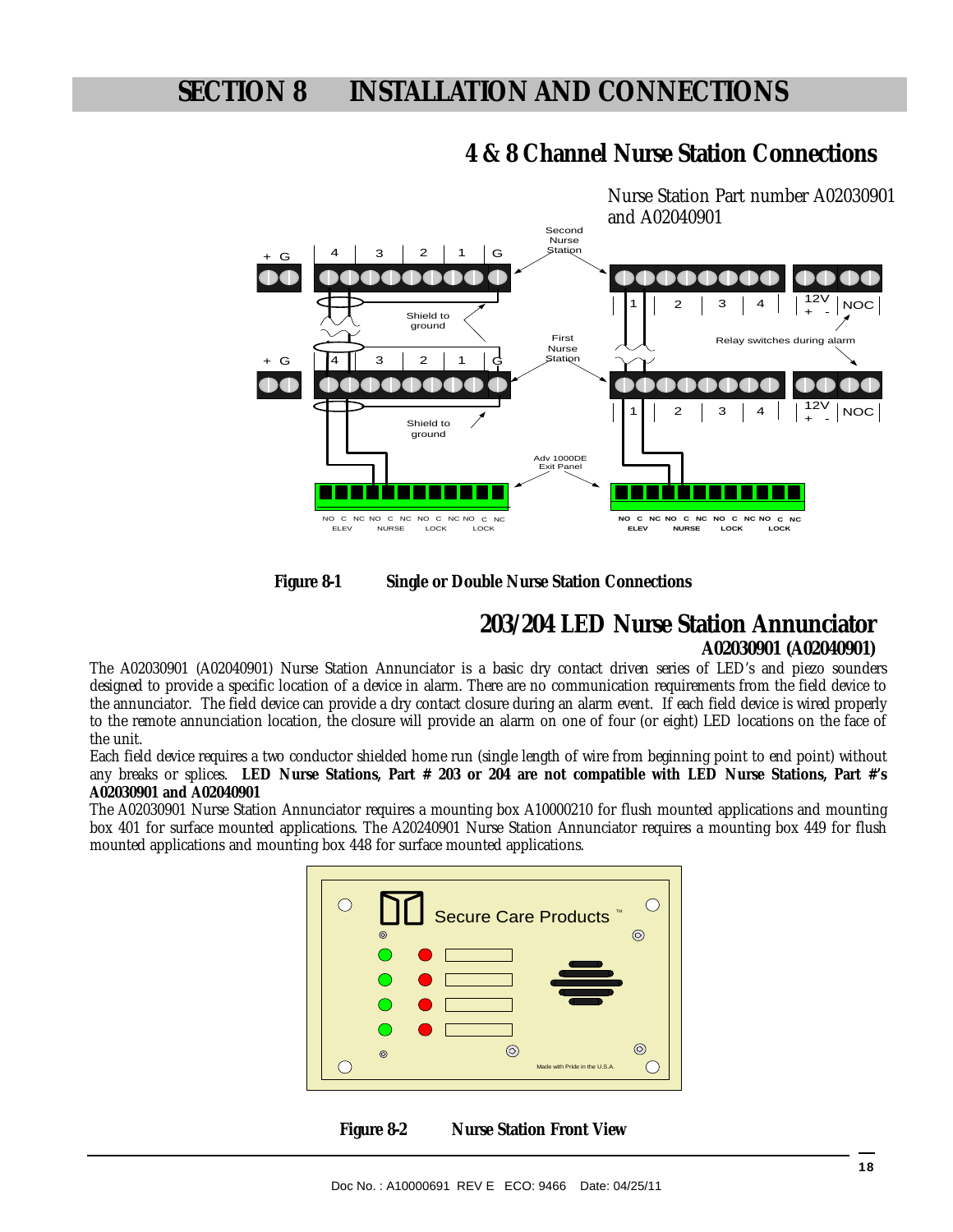# SECTION 8 INSTALLATION AND CONNECTIONS

## 4 & 8 Channel Nurse Station Connections

Nurse Station Part number A02030901 and A02040901

**Figure 8-1 Single or Double Nurse Station Connections**

## 203/204 LED Nurse Station Annunciator

### A02030901 (A02040901)

The A02030901 (A02040901) Nurse Station Annunciator is a basic dry contact driven series of LED's and piezo sounders designed to provide a specific location of a device in alarm. There are no communication requirements from the field device to the annunciator. The field device can provide a dry contact closure during an alarm event. If each field device is wired properly to the remote annunciation location, the closure will provide an alarm on one of four (or eight) LED locations on the face of the unit.

Each field device requires a two conductor shielded home run (single length of wire from beginning point to end point) without any breaks or splices. **LED Nurse Stations, Part # 203 or 204 are not compatible with LED Nurse Stations, Part #'s A02030901 and A02040901**

The A02030901 Nurse Station Annunciator requires a mounting box A10000210 for flush mounted applications and mounting box 401 for surface mounted applications. The A20240901 Nurse Station Annunciator requires a mounting box 449 for flush mounted applications and mounting box 448 for surface mounted applications.

**Figure 8-2 Nurse Station Front View**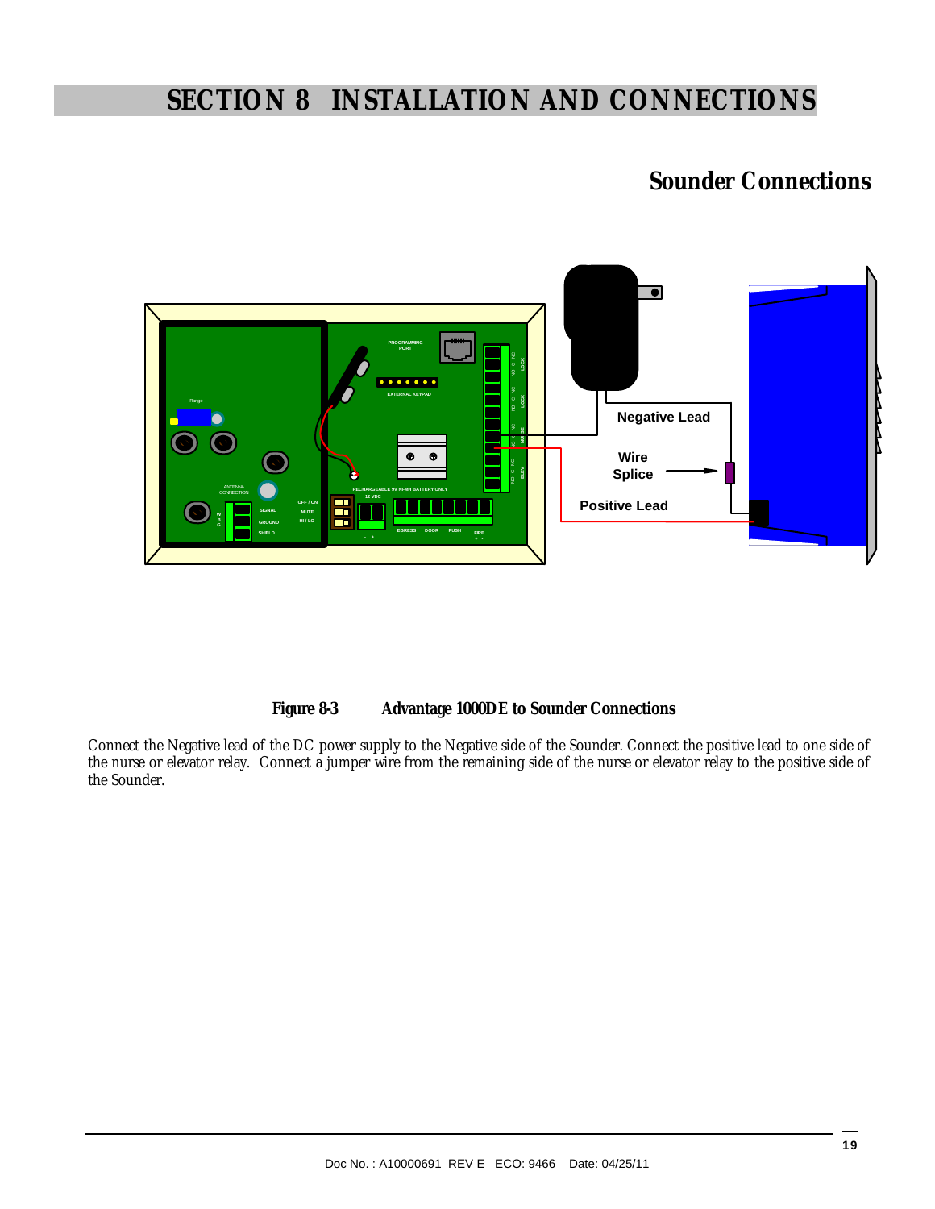# SECTION 8 INSTALLATION AND CONNECTIONS

## Sounder Connections

**Figure 8-3 Advantage 1000DE to Sounder Connections**

Connect the Negative lead of the DC power supply to the Negative side of the Sounder. Connect the positive lead to one side of the nurse or elevator relay. Connect a jumper wire from the remaining side of the nurse or elevator relay to the positive side of the Sounder.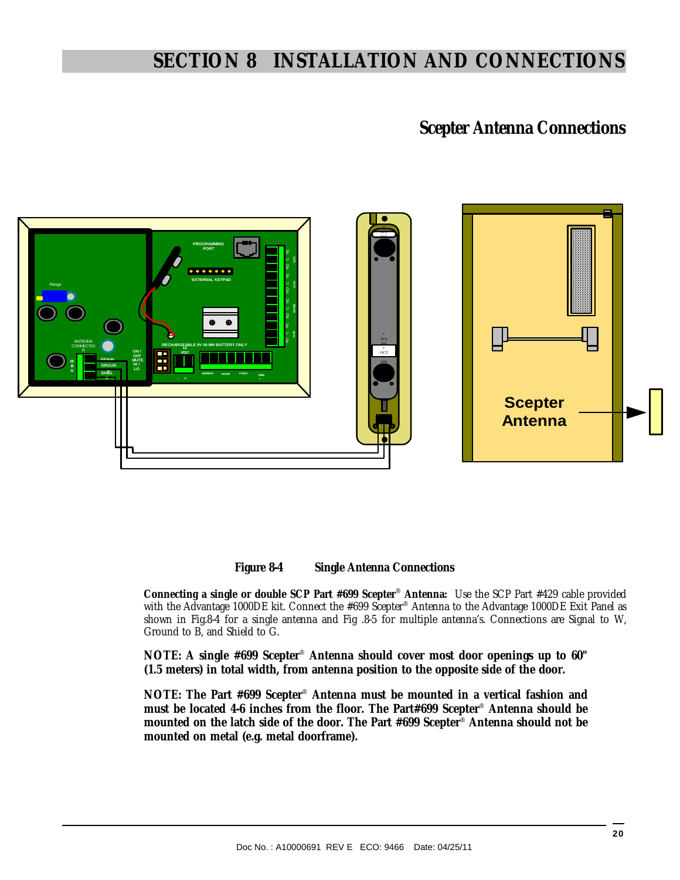# SECTION 8 INSTALLATION AND CONNECTIONS

## Scepter Antenna Connections

**Figure 8-4 Single Antenna Connections**

**Connecting a single or double SCP Part #699 Scepter® Antenna:** Use the SCP Part #429 cable provided with the Advantage 1000DE kit. Connect the #699 Scepter® Antenna to the Advantage 1000DE Exit Panel as shown in Fig.8-4 for a single antenna and Fig .8-5 for multiple antenna's. Connections are Signal to W, Ground to B, and Shield to G.

**NOTE: A single #699 Scepter® Antenna should cover most door openings up to 60" (1.5 meters) in total width, from antenna position to the opposite side of the door.**

**NOTE: The Part #699 Scepter® Antenna must be mounted in a vertical fashion and must be located 4-6 inches from the floor. The Part#699 Scepter® Antenna should be mounted on the latch side of the door. The Part #699 Scepter® Antenna should not be mounted on metal (e.g. metal doorframe).**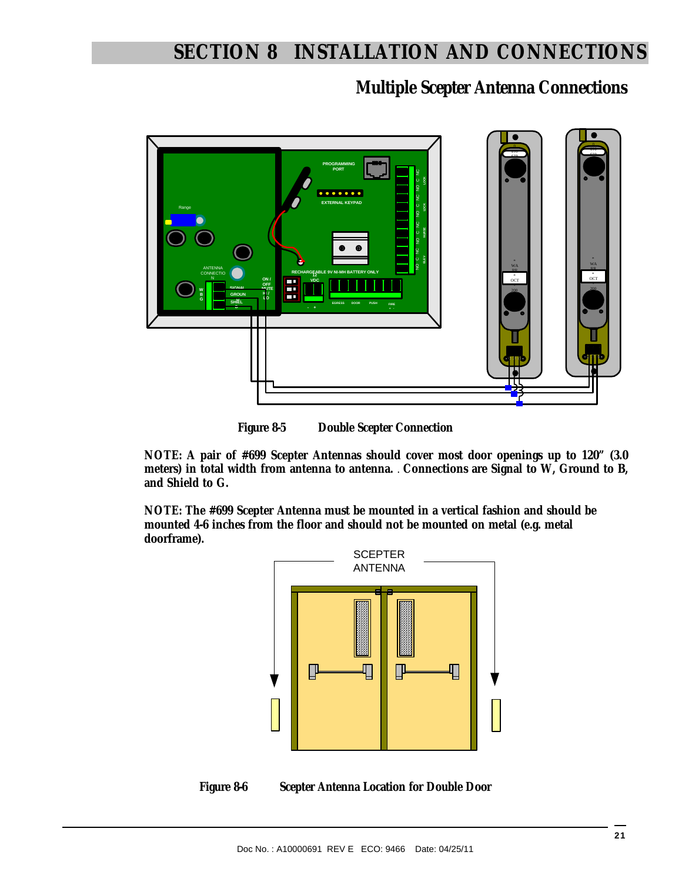# SECTION 8 INSTALLATION AND CONNECTIONS

## Multiple Scepter Antenna Connections

**Figure 8-5 Double Scepter Connection**

**NOTE: A pair of #699 Scepter Antennas should cover most door openings up to 120" (3.0 meters) in total width from antenna to antenna. . Connections are Signal to W, Ground to B, and Shield to G.**

**NOTE: The #699 Scepter Antenna must be mounted in a vertical fashion and should be mounted 4-6 inches from the floor and should not be mounted on metal (e.g. metal doorframe).**

**Figure 8-6 Scepter Antenna Location for Double Door**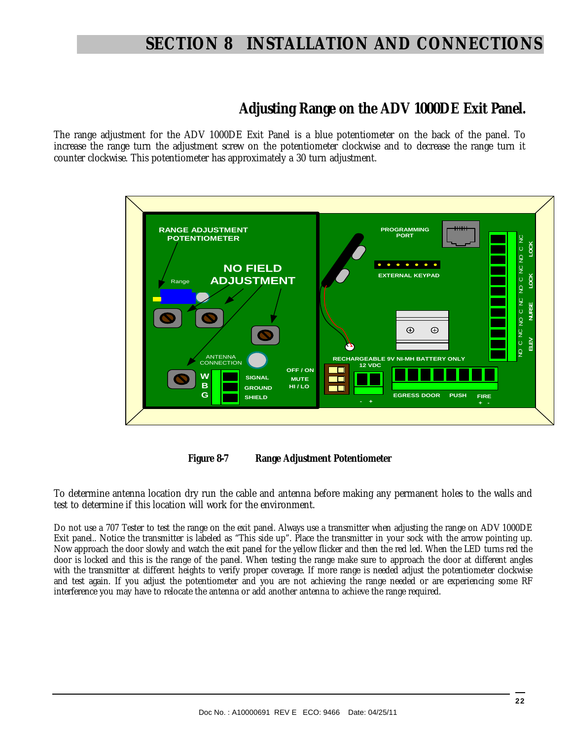# SECTION 8 INSTALLATION AND CONNECTIONS

## Adjusting Range on the ADV 1000DE Exit Panel.

The range adjustment for the ADV 1000DE Exit Panel is a blue potentiometer on the back of the panel. To increase the range turn the adjustment screw on the potentiometer clockwise and to decrease the range turn it counter clockwise. This potentiometer has approximately a 30 turn adjustment.

**Figure 8-7 Range Adjustment Potentiometer**

To determine antenna location dry run the cable and antenna before making any permanent holes to the walls and test to determine if this location will work for the environment.

Do not use a 707 Tester to test the range on the exit panel. Always use a transmitter when adjusting the range on ADV 1000DE Exit panel.. Notice the transmitter is labeled as "This side up". Place the transmitter in your sock with the arrow pointing up. Now approach the door slowly and watch the exit panel for the yellow flicker and then the red led. When the LED turns red the door is locked and this is the range of the panel. When testing the range make sure to approach the door at different angles with the transmitter at different heights to verify proper coverage. If more range is needed adjust the potentiometer clockwise and test again. If you adjust the potentiometer and you are not achieving the range needed or are experiencing some RF interference you may have to relocate the antenna or add another antenna to achieve the range required.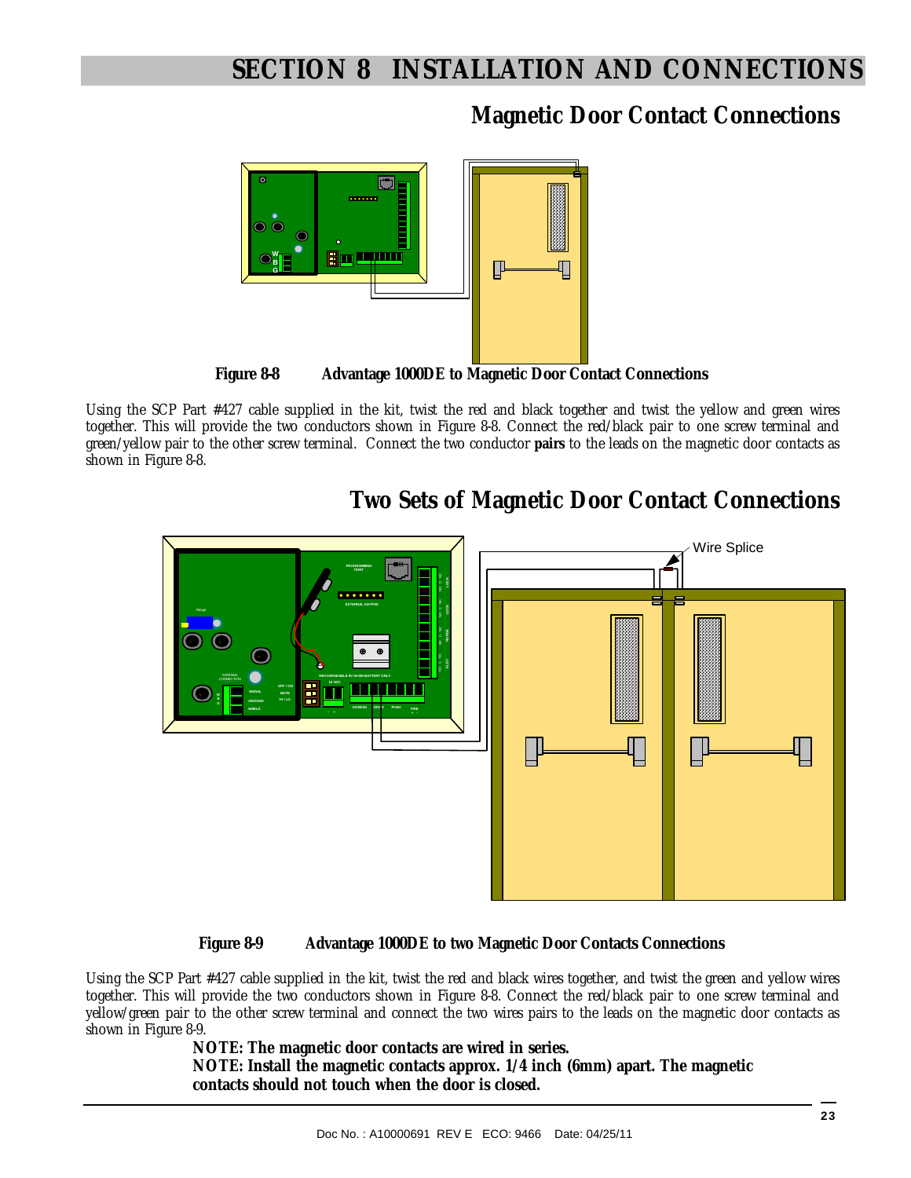# SECTION 8 INSTALLATION AND CONNECTIONS

## Magnetic Door Contact Connections

**Figure 8-8** **Advantage 1000DE to Magnetic Door Contact Connections**

Using the SCP Part #427 cable supplied in the kit, twist the red and black together and twist the yellow and green wires together. This will provide the two conductors shown in Figure 8-8. Connect the red/black pair to one screw terminal and green/yellow pair to the other screw terminal. Connect the two conductor **pairs** to the leads on the magnetic door contacts as shown in Figure 8-8.

## Two Sets of Magnetic Door Contact Connections

**Figure 8-9** **Advantage 1000DE to two Magnetic Door Contacts Connections**

Using the SCP Part #427 cable supplied in the kit, twist the red and black wires together, and twist the green and yellow wires together. This will provide the two conductors shown in Figure 8-8. Connect the red/black pair to one screw terminal and yellow/green pair to the other screw terminal and connect the two wires pairs to the leads on the magnetic door contacts as shown in Figure 8-9.

**NOTE: The magnetic door contacts are wired in series.**

**NOTE: Install the magnetic contacts approx. 1/4 inch (6mm) apart. The magnetic contacts should not touch when the door is closed.**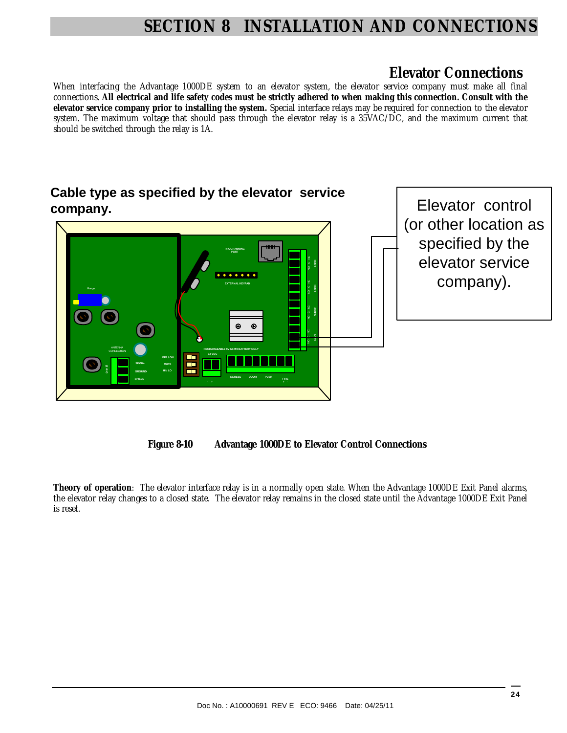# SECTION 8 INSTALLATION AND CONNECTIONS

## Elevator Connections

When interfacing the Advantage 1000DE system to an elevator system, the elevator service company must make all final connections. **All electrical and life safety codes must be strictly adhered to when making this connection. Consult with the elevator service company prior to installing the system.** Special interface relays may be required for connection to the elevator system. The maximum voltage that should pass through the elevator relay is a 35VAC/DC, and the maximum current that should be switched through the relay is 1A.

**Cable type as specified by the elevator service company.**

Elevator control (or other location as specified by the elevator service company).

**Figure 8-10 Advantage 1000DE to Elevator Control Connections**

**Theory of operation**: The elevator interface relay is in a normally open state. When the Advantage 1000DE Exit Panel alarms, the elevator relay changes to a closed state. The elevator relay remains in the closed state until the Advantage 1000DE Exit Panel is reset.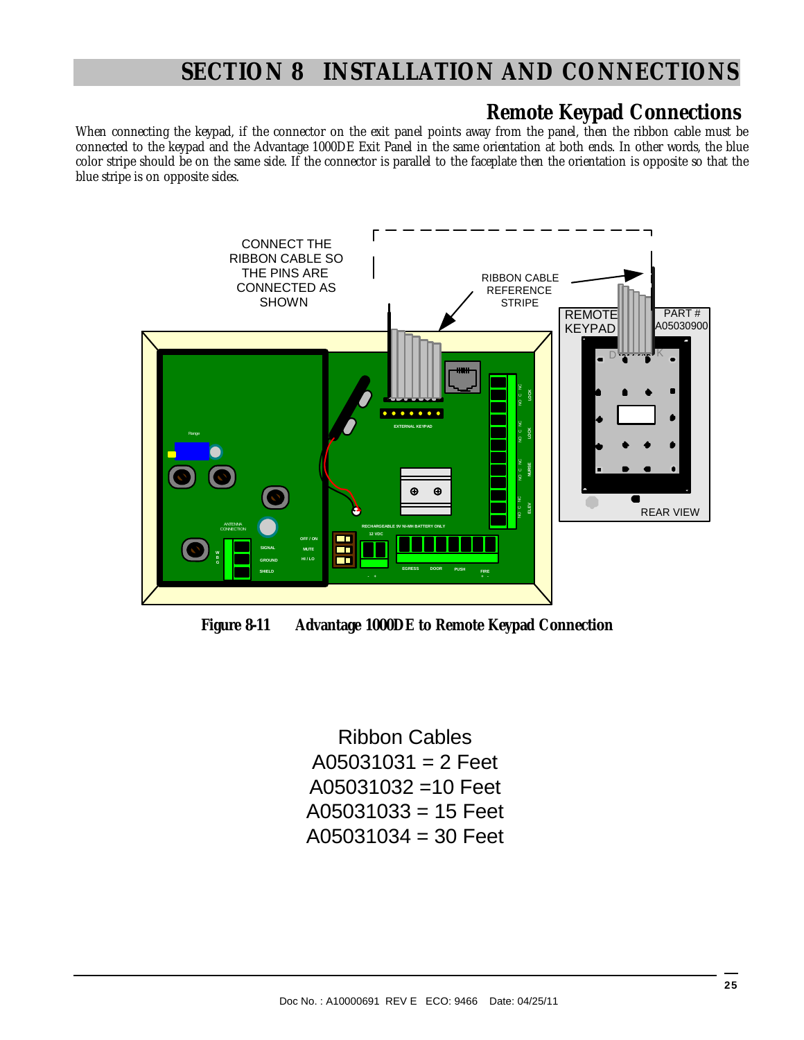# SECTION 8 INSTALLATION AND CONNECTIONS

## Remote Keypad Connections

When connecting the keypad, if the connector on the exit panel points away from the panel, then the ribbon cable must be connected to the keypad and the Advantage 1000DE Exit Panel in the same orientation at both ends. In other words, the blue color stripe should be on the same side. If the connector is parallel to the faceplate then the orientation is opposite so that the blue stripe is on opposite sides.

**Figure 8-11 Advantage 1000DE to Remote Keypad Connection**

Ribbon Cables
A05031031 = 2 Feet
A05031032 =10 Feet
A05031033 = 15 Feet
A05031034 = 30 Feet

Doc No. : A10000691 REV E ECO: 9466 Date: 04/25/11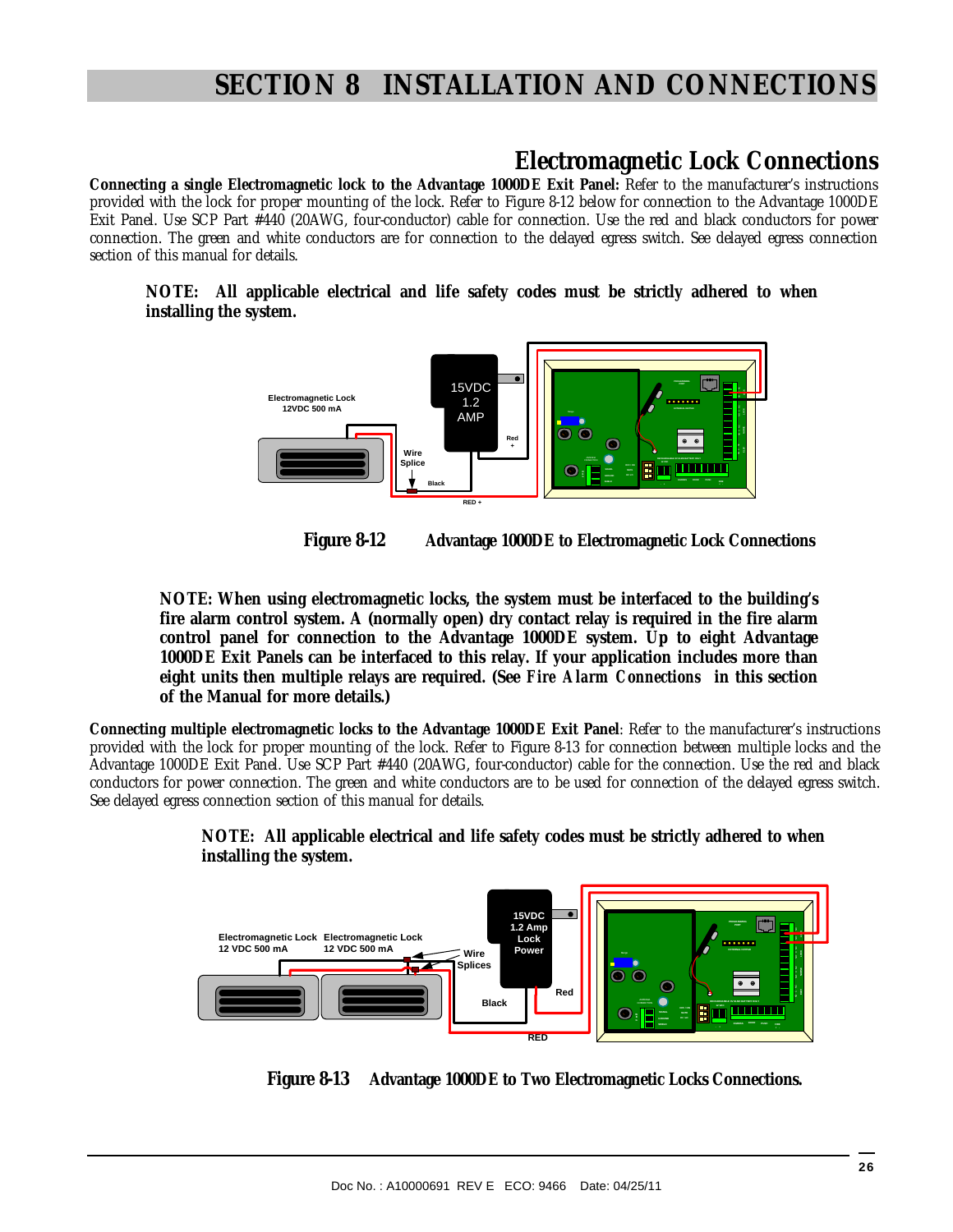# SECTION 8 INSTALLATION AND CONNECTIONS

## Electromagnetic Lock Connections

**Connecting a single Electromagnetic lock to the Advantage 1000DE Exit Panel:** Refer to the manufacturer's instructions provided with the lock for proper mounting of the lock. Refer to Figure 8-12 below for connection to the Advantage 1000DE Exit Panel. Use SCP Part #440 (20AWG, four-conductor) cable for connection. Use the red and black conductors for power connection. The green and white conductors are for connection to the delayed egress switch. See delayed egress connection section of this manual for details.

**NOTE: All applicable electrical and life safety codes must be strictly adhered to when installing the system.**

**Figure 8-12 Advantage 1000DE to Electromagnetic Lock Connections**

**NOTE: When using electromagnetic locks, the system must be interfaced to the building's fire alarm control system. A (normally open) dry contact relay is required in the fire alarm control panel for connection to the Advantage 1000DE system. Up to eight Advantage 1000DE Exit Panels can be interfaced to this relay. If your application includes more than eight units then multiple relays are required. (See *Fire Alarm Connections* in this section of the Manual for more details.)**

**Connecting multiple electromagnetic locks to the Advantage 1000DE Exit Panel**: Refer to the manufacturer's instructions provided with the lock for proper mounting of the lock. Refer to Figure 8-13 for connection between multiple locks and the Advantage 1000DE Exit Panel. Use SCP Part #440 (20AWG, four-conductor) cable for the connection. Use the red and black conductors for power connection. The green and white conductors are to be used for connection of the delayed egress switch. See delayed egress connection section of this manual for details.

**NOTE: All applicable electrical and life safety codes must be strictly adhered to when installing the system.**

**Figure 8-13 Advantage 1000DE to Two Electromagnetic Locks Connections.**

Doc No. : A10000691 REV E ECO: 9466 Date: 04/25/11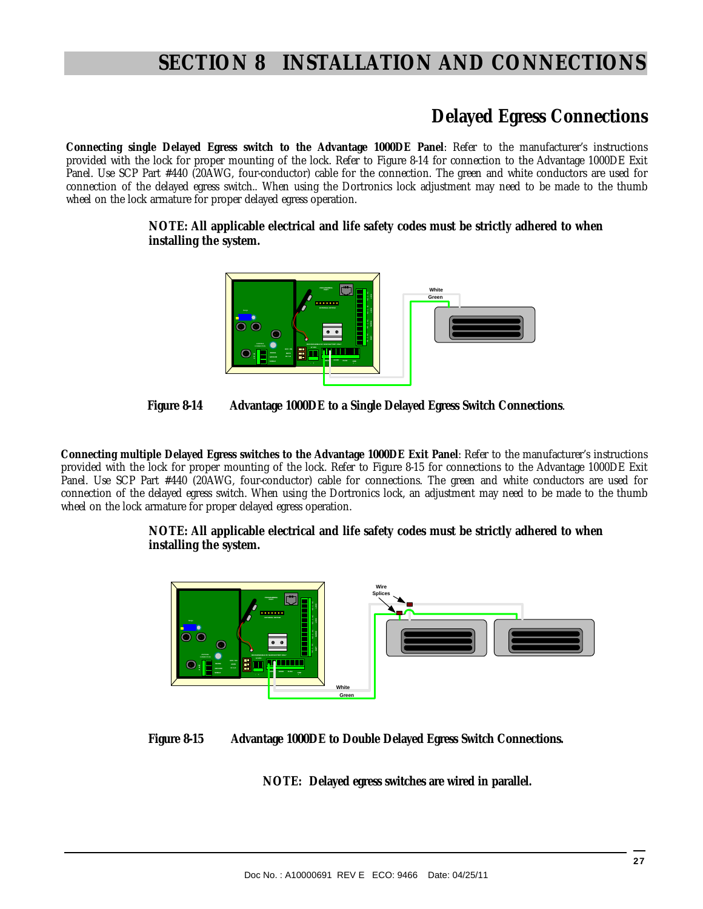# SECTION 8 INSTALLATION AND CONNECTIONS

## Delayed Egress Connections

**Connecting single Delayed Egress switch to the Advantage 1000DE Panel**: Refer to the manufacturer's instructions provided with the lock for proper mounting of the lock. Refer to Figure 8-14 for connection to the Advantage 1000DE Exit Panel. Use SCP Part #440 (20AWG, four-conductor) cable for the connection. The green and white conductors are used for connection of the delayed egress switch.. When using the Dortronics lock adjustment may need to be made to the thumb wheel on the lock armature for proper delayed egress operation.

**NOTE: All applicable electrical and life safety codes must be strictly adhered to when installing the system.**

**Figure 8-14 Advantage 1000DE to a Single Delayed Egress Switch Connections**.

**Connecting multiple Delayed Egress switches to the Advantage 1000DE Exit Panel**: Refer to the manufacturer's instructions provided with the lock for proper mounting of the lock. Refer to Figure 8-15 for connections to the Advantage 1000DE Exit Panel. Use SCP Part #440 (20AWG, four-conductor) cable for connections. The green and white conductors are used for connection of the delayed egress switch. When using the Dortronics lock, an adjustment may need to be made to the thumb wheel on the lock armature for proper delayed egress operation.

**NOTE: All applicable electrical and life safety codes must be strictly adhered to when installing the system.**

**Figure 8-15 Advantage 1000DE to Double Delayed Egress Switch Connections.**

**NOTE: Delayed egress switches are wired in parallel.**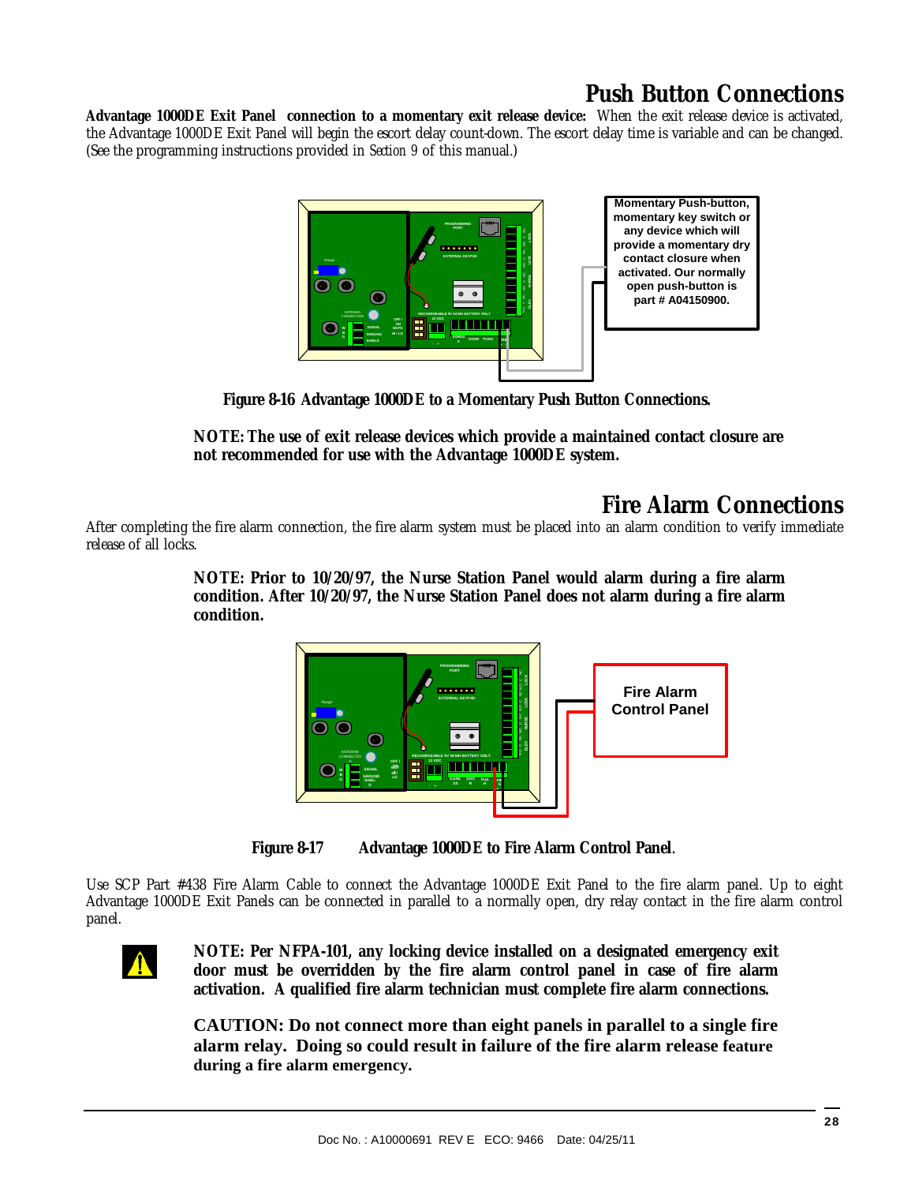## Push Button Connections

**Advantage 1000DE Exit Panel connection to a momentary exit release device:** When the exit release device is activated, the Advantage 1000DE Exit Panel will begin the escort delay count-down. The escort delay time is variable and can be changed. (See the programming instructions provided in *Section 9* of this manual.)

Momentary Push-button, momentary key switch or any device which will provide a momentary dry contact closure when activated. Our normally open push-button is part # A04150900.

**Figure 8-16 Advantage 1000DE to a Momentary Push Button Connections.**

**NOTE: The use of exit release devices which provide a maintained contact closure are not recommended for use with the Advantage 1000DE system.**

## Fire Alarm Connections

After completing the fire alarm connection, the fire alarm system must be placed into an alarm condition to verify immediate release of all locks.

**NOTE: Prior to 10/20/97, the Nurse Station Panel would alarm during a fire alarm condition. After 10/20/97, the Nurse Station Panel does not alarm during a fire alarm condition.**

Fire Alarm Control Panel

**Figure 8-17 Advantage 1000DE to Fire Alarm Control Panel.**

Use SCP Part #438 Fire Alarm Cable to connect the Advantage 1000DE Exit Panel to the fire alarm panel. Up to eight Advantage 1000DE Exit Panels can be connected in parallel to a normally open, dry relay contact in the fire alarm control panel.

**NOTE: Per NFPA-101, any locking device installed on a designated emergency exit door must be overridden by the fire alarm control panel in case of fire alarm activation. A qualified fire alarm technician must complete fire alarm connections.**

**CAUTION: Do not connect more than eight panels in parallel to a single fire alarm relay. Doing so could result in failure of the fire alarm release feature during a fire alarm emergency.**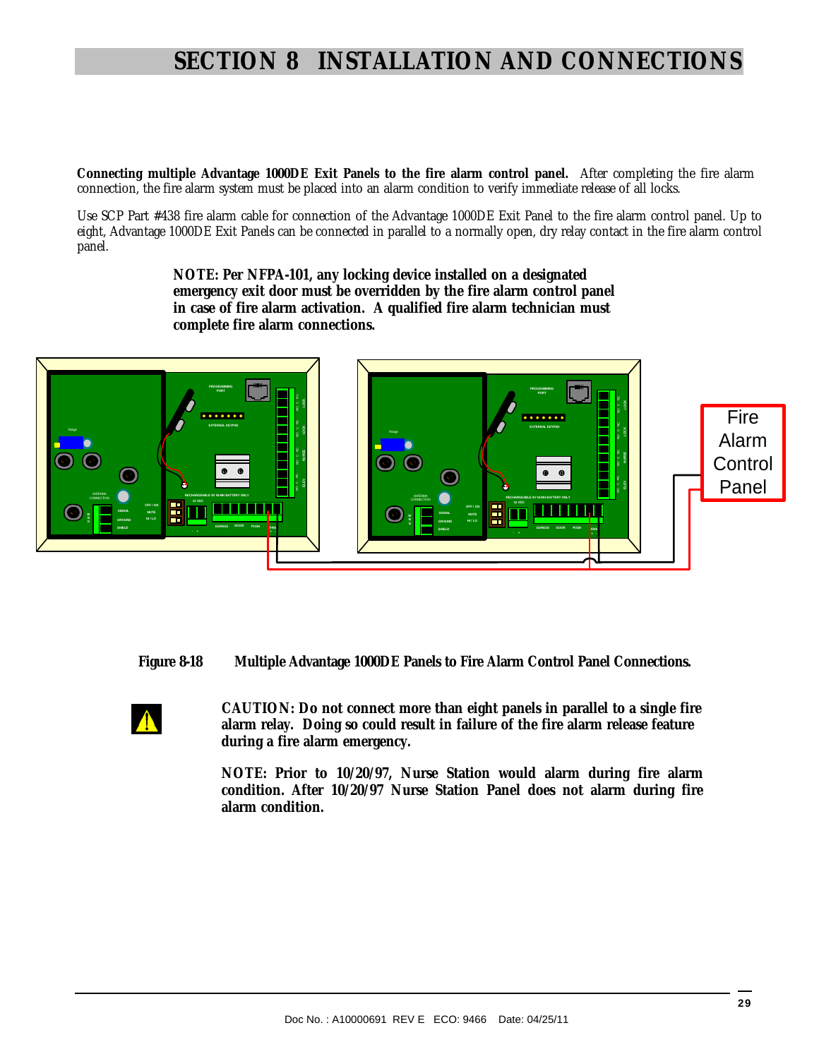# SECTION 8 INSTALLATION AND CONNECTIONS

**Connecting multiple Advantage 1000DE Exit Panels to the fire alarm control panel.** After completing the fire alarm connection, the fire alarm system must be placed into an alarm condition to verify immediate release of all locks.

Use SCP Part #438 fire alarm cable for connection of the Advantage 1000DE Exit Panel to the fire alarm control panel. Up to eight, Advantage 1000DE Exit Panels can be connected in parallel to a normally open, dry relay contact in the fire alarm control panel.

**NOTE: Per NFPA-101, any locking device installed on a designated emergency exit door must be overridden by the fire alarm control panel in case of fire alarm activation. A qualified fire alarm technician must complete fire alarm connections.**

**Figure 8-18 Multiple Advantage 1000DE Panels to Fire Alarm Control Panel Connections.**

**CAUTION: Do not connect more than eight panels in parallel to a single fire alarm relay. Doing so could result in failure of the fire alarm release feature during a fire alarm emergency.**

**NOTE: Prior to 10/20/97, Nurse Station would alarm during fire alarm condition. After 10/20/97 Nurse Station Panel does not alarm during fire alarm condition.**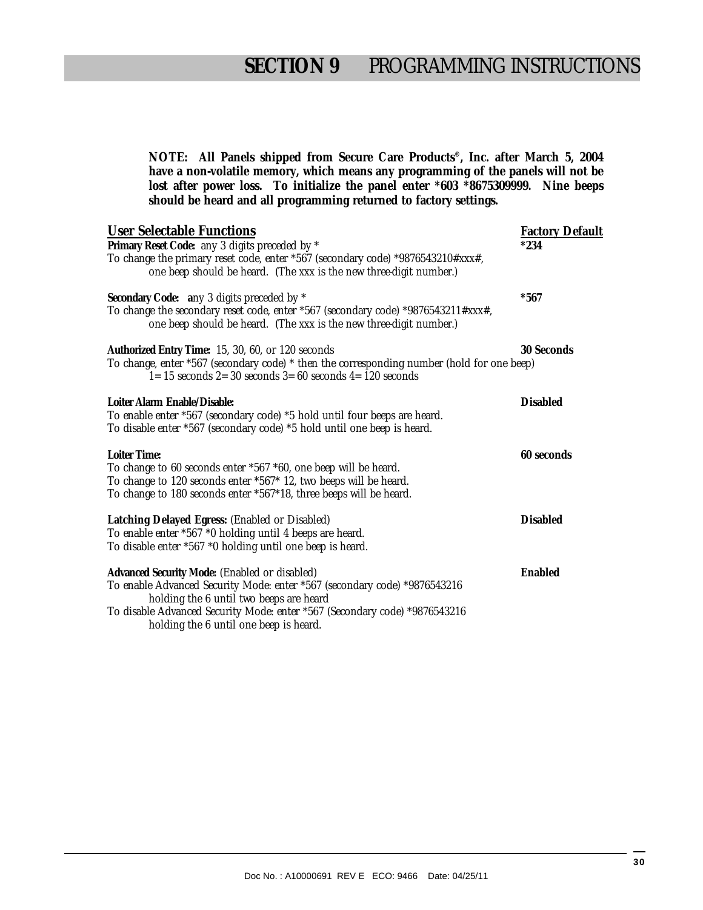# **SECTION 9** PROGRAMMING INSTRUCTIONS

**NOTE: All Panels shipped from Secure Care Products®, Inc. after March 5, 2004 have a non-volatile memory, which means any programming of the panels will not be lost after power loss. To initialize the panel enter *603 *8675309999. Nine beeps should be heard and all programming returned to factory settings.**

| User Selectable Functions | Factory Default |
|---|---|

**Primary Reset Code:** any 3 digits preceded by * — **Factory Default: *234**

To change the primary reset code, enter *567 (secondary code) *9876543210#xxx#, one beep should be heard. (The xxx is the new three-digit number.)

**Secondary Code:** any 3 digits preceded by * — **Factory Default: *567**

To change the secondary reset code, enter *567 (secondary code) *9876543211#xxx#, one beep should be heard. (The xxx is the new three-digit number.)

**Authorized Entry Time:** 15, 30, 60, or 120 seconds — **Factory Default: 30 Seconds**

To change, enter *567 (secondary code) * then the corresponding number (hold for one beep)
1= 15 seconds 2= 30 seconds 3= 60 seconds 4= 120 seconds

**Loiter Alarm Enable/Disable:** — **Factory Default: Disabled**

To enable enter *567 (secondary code) *5 hold until four beeps are heard.
To disable enter *567 (secondary code) *5 hold until one beep is heard.

**Loiter Time:** — **Factory Default: 60 seconds**

To change to 60 seconds enter *567 *60, one beep will be heard.
To change to 120 seconds enter *567* 12, two beeps will be heard.
To change to 180 seconds enter *567*18, three beeps will be heard.

**Latching Delayed Egress:** (Enabled or Disabled) — **Factory Default: Disabled**

To enable enter *567 *0 holding until 4 beeps are heard.
To disable enter *567 *0 holding until one beep is heard.

**Advanced Security Mode:** (Enabled or disabled) — **Factory Default: Enabled**

To enable Advanced Security Mode: enter *567 (secondary code) *9876543216 holding the 6 until two beeps are heard
To disable Advanced Security Mode: enter *567 (Secondary code) *9876543216 holding the 6 until one beep is heard.

Doc No. : A10000691 REV E ECO: 9466 Date: 04/25/11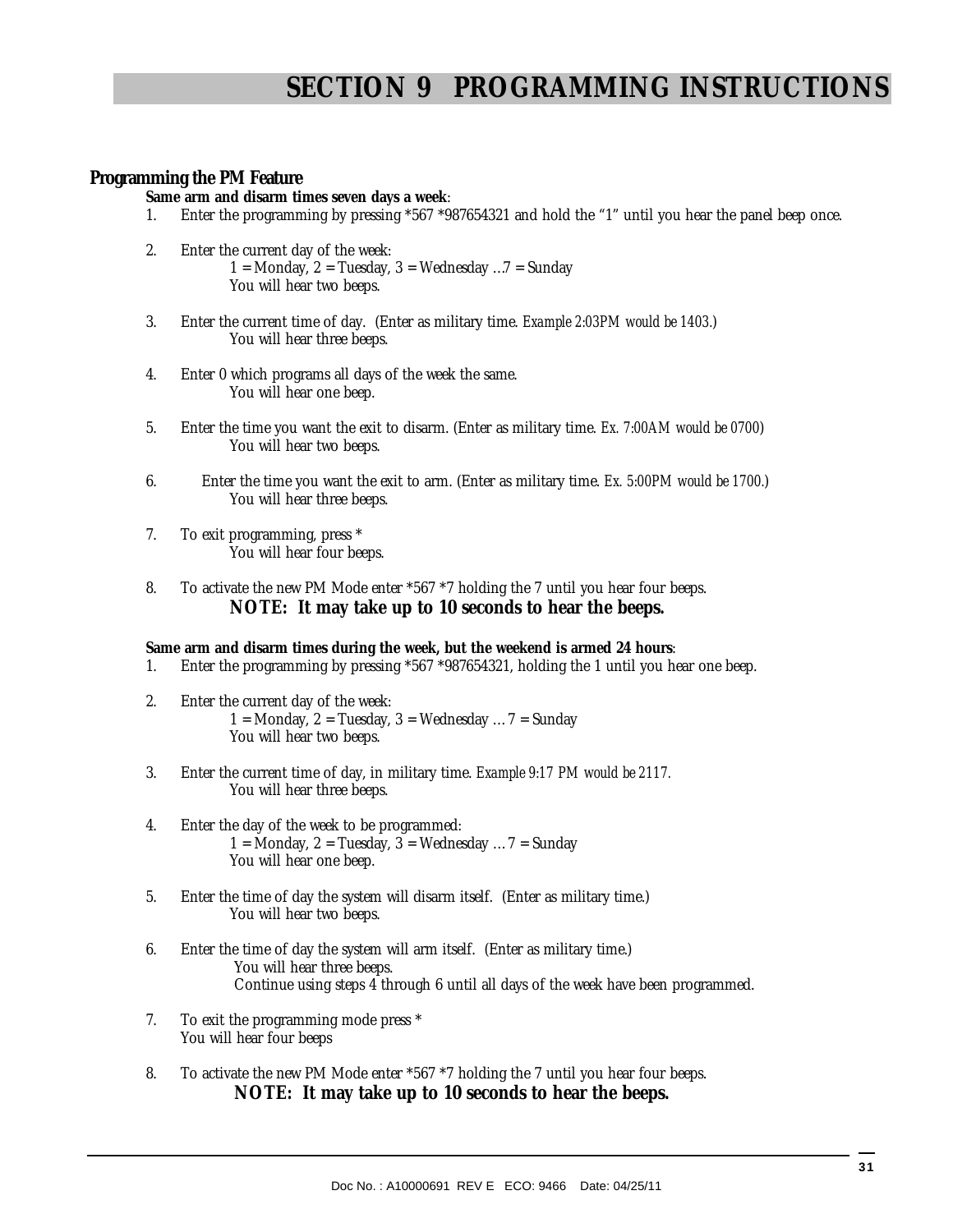# SECTION 9 PROGRAMMING INSTRUCTIONS

## Programming the PM Feature

**Same arm and disarm times seven days a week**:

1. Enter the programming by pressing *567 *987654321 and hold the "1" until you hear the panel beep once.

2. Enter the current day of the week:
   1 = Monday, 2 = Tuesday, 3 = Wednesday …7 = Sunday
   You will hear two beeps.

3. Enter the current time of day. (Enter as military time. *Example 2:03PM would be 1403.*)
   You will hear three beeps.

4. Enter 0 which programs all days of the week the same.
   You will hear one beep.

5. Enter the time you want the exit to disarm. (Enter as military time. *Ex. 7:00AM would be 0700*)
   You will hear two beeps.

6. Enter the time you want the exit to arm. (Enter as military time. *Ex. 5:00PM would be 1700.*)
   You will hear three beeps.

7. To exit programming, press *
   You will hear four beeps.

8. To activate the new PM Mode enter *567 *7 holding the 7 until you hear four beeps.
   **NOTE: It may take up to 10 seconds to hear the beeps.**

**Same arm and disarm times during the week, but the weekend is armed 24 hours**:

1. Enter the programming by pressing *567 *987654321, holding the 1 until you hear one beep.

2. Enter the current day of the week:
   1 = Monday, 2 = Tuesday, 3 = Wednesday … 7 = Sunday
   You will hear two beeps.

3. Enter the current time of day, in military time. *Example 9:17 PM would be 2117.*
   You will hear three beeps.

4. Enter the day of the week to be programmed:
   1 = Monday, 2 = Tuesday, 3 = Wednesday … 7 = Sunday
   You will hear one beep.

5. Enter the time of day the system will disarm itself. (Enter as military time.)
   You will hear two beeps.

6. Enter the time of day the system will arm itself. (Enter as military time.)
   You will hear three beeps.
   Continue using steps 4 through 6 until all days of the week have been programmed.

7. To exit the programming mode press *
   You will hear four beeps

8. To activate the new PM Mode enter *567 *7 holding the 7 until you hear four beeps.
   **NOTE: It may take up to 10 seconds to hear the beeps.**

Doc No. : A10000691 REV E ECO: 9466 Date: 04/25/11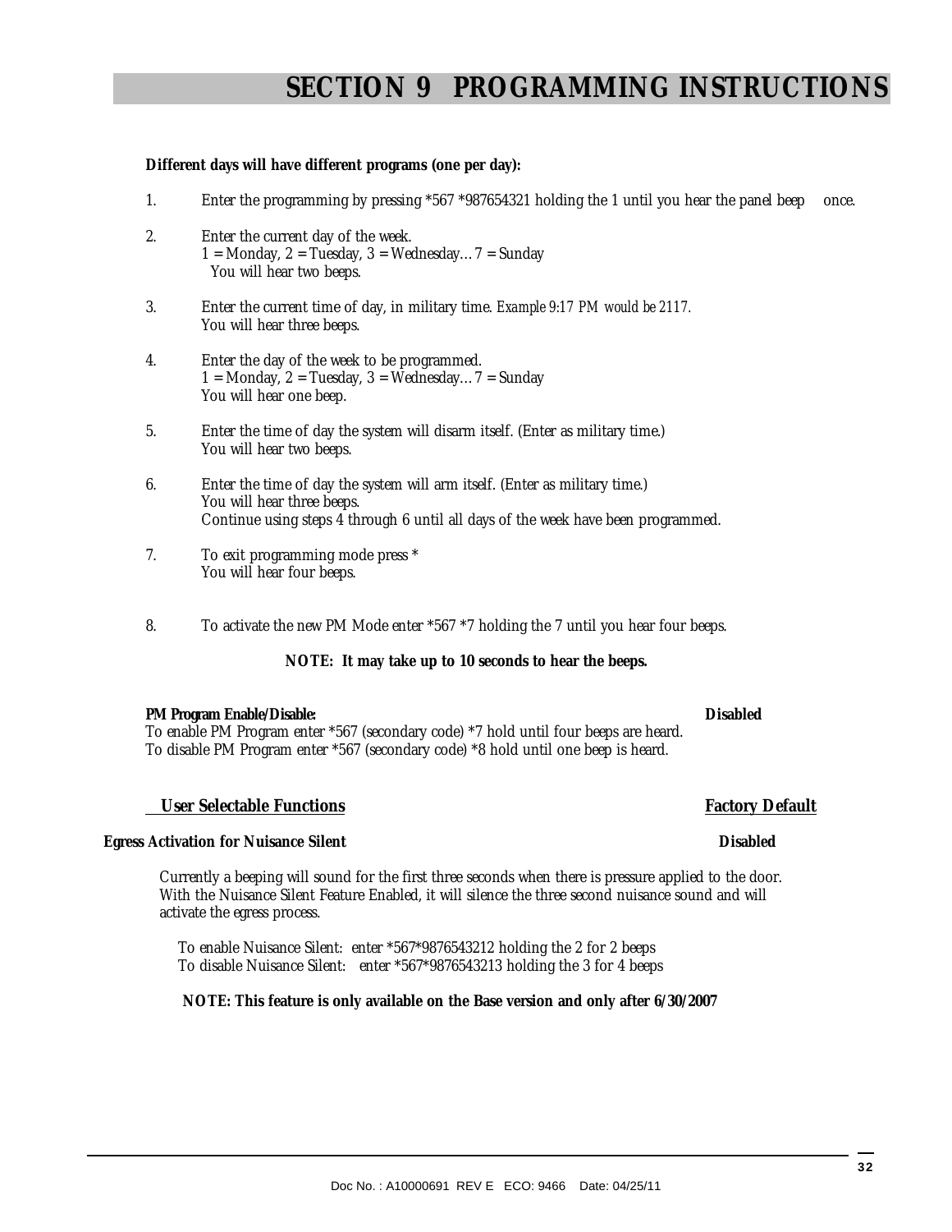# SECTION 9 PROGRAMMING INSTRUCTIONS

**Different days will have different programs (one per day):**

1. Enter the programming by pressing *567 *987654321 holding the 1 until you hear the panel beep once.
2. Enter the current day of the week.
   1 = Monday, 2 = Tuesday, 3 = Wednesday…7 = Sunday
   You will hear two beeps.
3. Enter the current time of day, in military time. *Example 9:17 PM would be 2117.*
   You will hear three beeps.
4. Enter the day of the week to be programmed.
   1 = Monday, 2 = Tuesday, 3 = Wednesday…7 = Sunday
   You will hear one beep.
5. Enter the time of day the system will disarm itself. (Enter as military time.)
   You will hear two beeps.
6. Enter the time of day the system will arm itself. (Enter as military time.)
   You will hear three beeps.
   Continue using steps 4 through 6 until all days of the week have been programmed.
7. To exit programming mode press *
   You will hear four beeps.
8. To activate the new PM Mode enter *567 *7 holding the 7 until you hear four beeps.

**NOTE: It may take up to 10 seconds to hear the beeps.**

**PM Program Enable/Disable:** **Disabled**
To enable PM Program enter *567 (secondary code) *7 hold until four beeps are heard.
To disable PM Program enter *567 (secondary code) *8 hold until one beep is heard.

| **User Selectable Functions** | **Factory Default** |
|---|---|

**Egress Activation for Nuisance Silent** **Disabled**

Currently a beeping will sound for the first three seconds when there is pressure applied to the door. With the Nuisance Silent Feature Enabled, it will silence the three second nuisance sound and will activate the egress process.

To enable Nuisance Silent: enter *567*9876543212 holding the 2 for 2 beeps
To disable Nuisance Silent: enter *567*9876543213 holding the 3 for 4 beeps

**NOTE: This feature is only available on the Base version and only after 6/30/2007**

Doc No. : A10000691 REV E ECO: 9466 Date: 04/25/11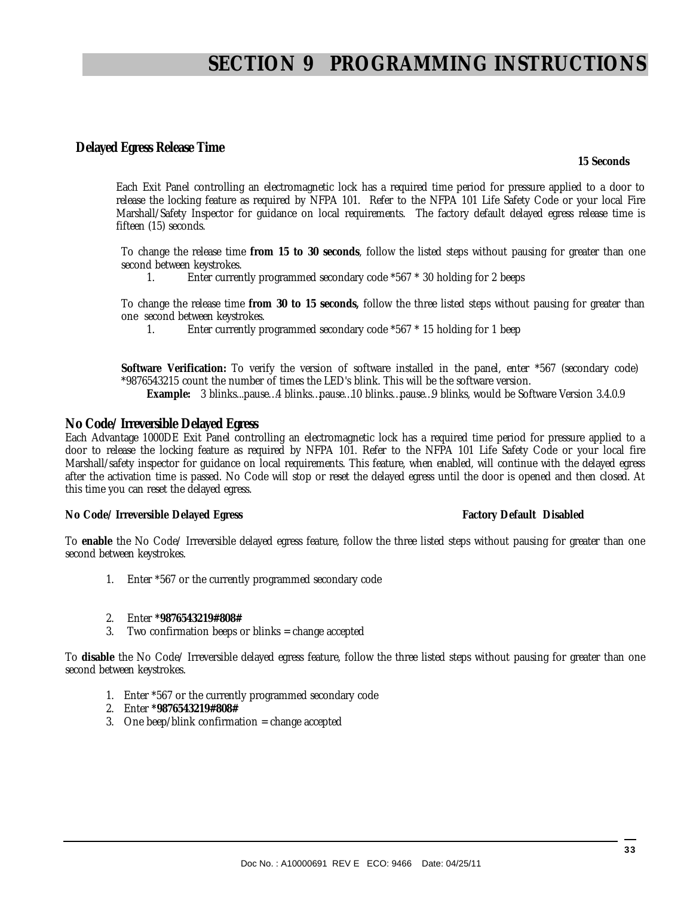# SECTION 9 PROGRAMMING INSTRUCTIONS

## Delayed Egress Release Time

**15 Seconds**

Each Exit Panel controlling an electromagnetic lock has a required time period for pressure applied to a door to release the locking feature as required by NFPA 101. Refer to the NFPA 101 Life Safety Code or your local Fire Marshall/Safety Inspector for guidance on local requirements. The factory default delayed egress release time is fifteen (15) seconds.

To change the release time **from 15 to 30 seconds**, follow the listed steps without pausing for greater than one second between keystrokes.

1. Enter currently programmed secondary code *567 * 30 holding for 2 beeps

To change the release time **from 30 to 15 seconds,** follow the three listed steps without pausing for greater than one second between keystrokes.

1. Enter currently programmed secondary code *567 * 15 holding for 1 beep

**Software Verification:** To verify the version of software installed in the panel, enter *567 (secondary code) *9876543215 count the number of times the LED's blink. This will be the software version.

**Example:** 3 blinks...pause…4 blinks…pause…10 blinks…pause…9 blinks, would be Software Version 3.4.0.9

## No Code/Irreversible Delayed Egress

Each Advantage 1000DE Exit Panel controlling an electromagnetic lock has a required time period for pressure applied to a door to release the locking feature as required by NFPA 101. Refer to the NFPA 101 Life Safety Code or your local fire Marshall/safety inspector for guidance on local requirements. This feature, when enabled, will continue with the delayed egress after the activation time is passed. No Code will stop or reset the delayed egress until the door is opened and then closed. At this time you can reset the delayed egress.

**No Code/ Irreversible Delayed Egress** **Factory Default Disabled**

To **enable** the No Code/ Irreversible delayed egress feature, follow the three listed steps without pausing for greater than one second between keystrokes.

1. Enter *567 or the currently programmed secondary code
2. Enter ***9876543219#808#**
3. Two confirmation beeps or blinks = change accepted

To **disable** the No Code/ Irreversible delayed egress feature, follow the three listed steps without pausing for greater than one second between keystrokes.

1. Enter *567 or the currently programmed secondary code
2. Enter ***9876543219#808#**
3. One beep/blink confirmation = change accepted

Doc No. : A10000691 REV E ECO: 9466 Date: 04/25/11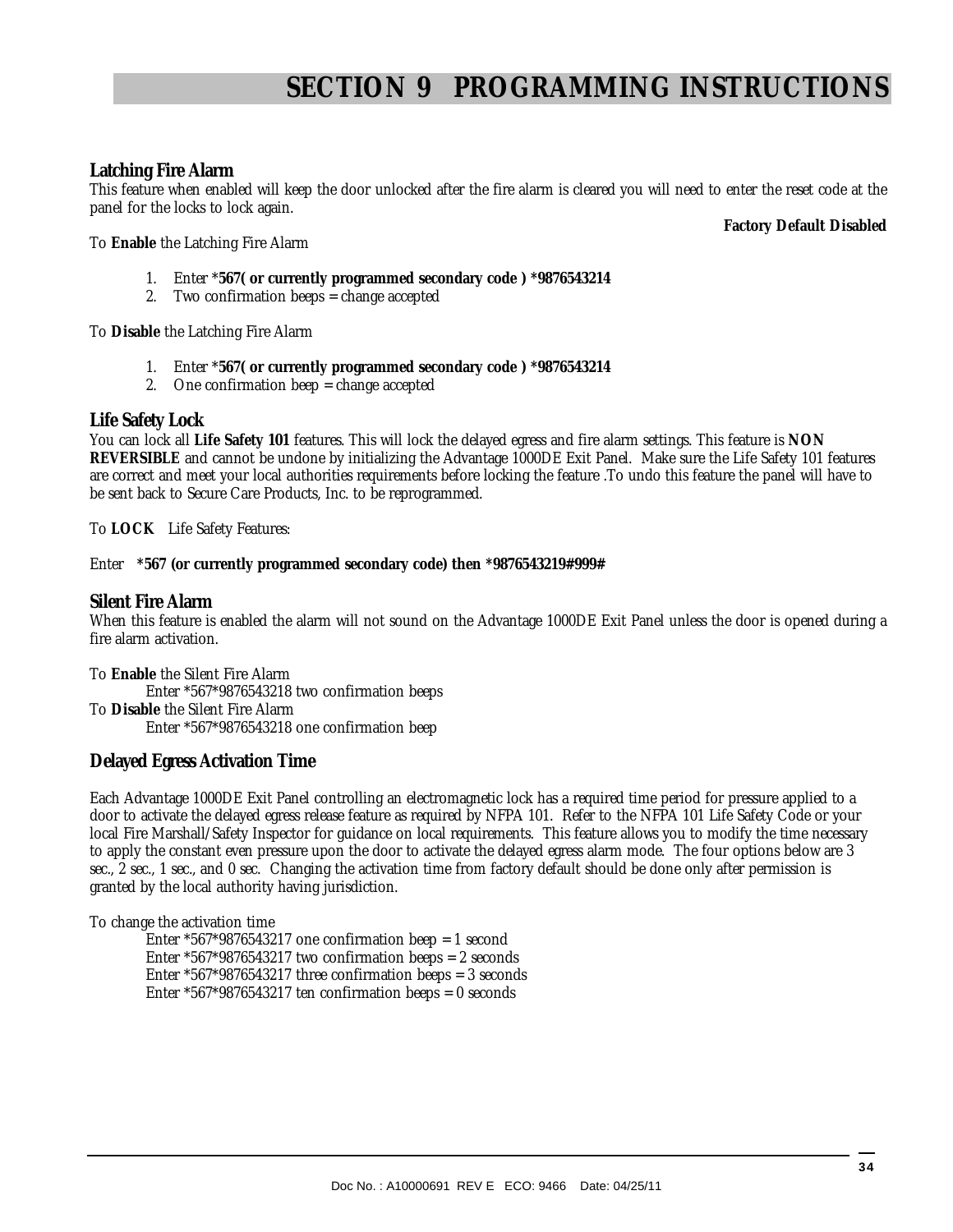# SECTION 9 PROGRAMMING INSTRUCTIONS

## Latching Fire Alarm

This feature when enabled will keep the door unlocked after the fire alarm is cleared you will need to enter the reset code at the panel for the locks to lock again.

**Factory Default Disabled**

To **Enable** the Latching Fire Alarm

1. Enter ***567( or currently programmed secondary code ) *9876543214**
2. Two confirmation beeps = change accepted

To **Disable** the Latching Fire Alarm

1. Enter ***567( or currently programmed secondary code ) *9876543214**
2. One confirmation beep = change accepted

## Life Safety Lock

You can lock all **Life Safety 101** features. This will lock the delayed egress and fire alarm settings. This feature is **NON REVERSIBLE** and cannot be undone by initializing the Advantage 1000DE Exit Panel. Make sure the Life Safety 101 features are correct and meet your local authorities requirements before locking the feature .To undo this feature the panel will have to be sent back to Secure Care Products, Inc. to be reprogrammed.

To **LOCK** Life Safety Features:

Enter ***567 (or currently programmed secondary code) then *9876543219#999#**

## Silent Fire Alarm

When this feature is enabled the alarm will not sound on the Advantage 1000DE Exit Panel unless the door is opened during a fire alarm activation.

To **Enable** the Silent Fire Alarm
Enter *567*9876543218 two confirmation beeps
To **Disable** the Silent Fire Alarm
Enter *567*9876543218 one confirmation beep

## Delayed Egress Activation Time

Each Advantage 1000DE Exit Panel controlling an electromagnetic lock has a required time period for pressure applied to a door to activate the delayed egress release feature as required by NFPA 101. Refer to the NFPA 101 Life Safety Code or your local Fire Marshall/Safety Inspector for guidance on local requirements. This feature allows you to modify the time necessary to apply the constant even pressure upon the door to activate the delayed egress alarm mode. The four options below are 3 sec., 2 sec., 1 sec., and 0 sec. Changing the activation time from factory default should be done only after permission is granted by the local authority having jurisdiction.

To change the activation time
Enter *567*9876543217 one confirmation beep = 1 second
Enter *567*9876543217 two confirmation beeps = 2 seconds
Enter *567*9876543217 three confirmation beeps = 3 seconds
Enter *567*9876543217 ten confirmation beeps = 0 seconds

Doc No. : A10000691 REV E ECO: 9466 Date: 04/25/11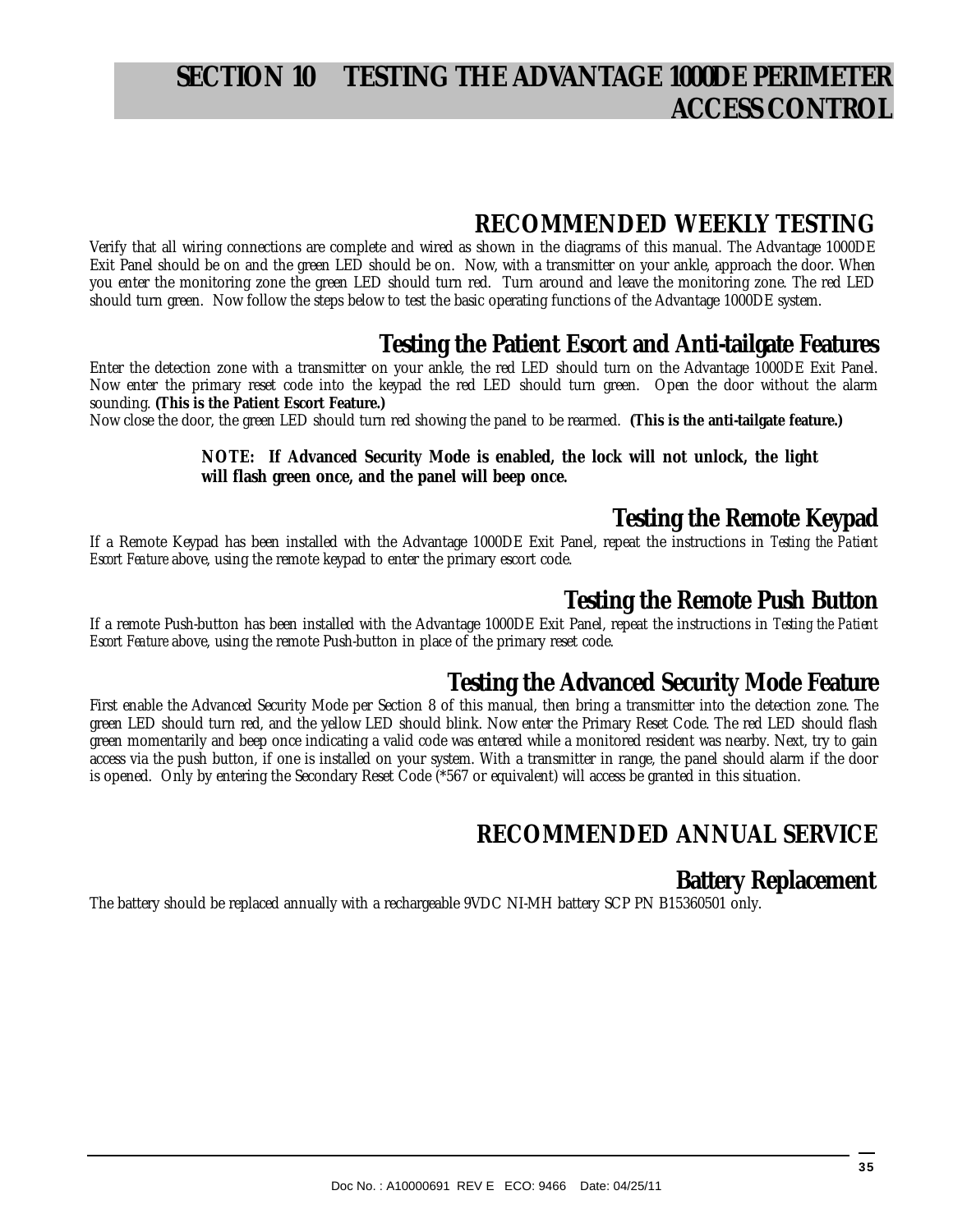# SECTION 10 TESTING THE ADVANTAGE 1000DE PERIMETER ACCESS CONTROL

## RECOMMENDED WEEKLY TESTING

Verify that all wiring connections are complete and wired as shown in the diagrams of this manual. The Advantage 1000DE Exit Panel should be on and the green LED should be on. Now, with a transmitter on your ankle, approach the door. When you enter the monitoring zone the green LED should turn red. Turn around and leave the monitoring zone. The red LED should turn green. Now follow the steps below to test the basic operating functions of the Advantage 1000DE system.

### Testing the Patient Escort and Anti-tailgate Features

Enter the detection zone with a transmitter on your ankle, the red LED should turn on the Advantage 1000DE Exit Panel. Now enter the primary reset code into the keypad the red LED should turn green. Open the door without the alarm sounding. **(This is the Patient Escort Feature.)**

Now close the door, the green LED should turn red showing the panel to be rearmed. **(This is the anti-tailgate feature.)**

> **NOTE: If Advanced Security Mode is enabled, the lock will not unlock, the light will flash green once, and the panel will beep once.**

### Testing the Remote Keypad

If a Remote Keypad has been installed with the Advantage 1000DE Exit Panel, repeat the instructions in *Testing the Patient Escort Feature* above, using the remote keypad to enter the primary escort code.

### Testing the Remote Push Button

If a remote Push-button has been installed with the Advantage 1000DE Exit Panel, repeat the instructions in *Testing the Patient Escort Feature* above, using the remote Push-button in place of the primary reset code.

### Testing the Advanced Security Mode Feature

First enable the Advanced Security Mode per Section 8 of this manual, then bring a transmitter into the detection zone. The green LED should turn red, and the yellow LED should blink. Now enter the Primary Reset Code. The red LED should flash green momentarily and beep once indicating a valid code was entered while a monitored resident was nearby. Next, try to gain access via the push button, if one is installed on your system. With a transmitter in range, the panel should alarm if the door is opened. Only by entering the Secondary Reset Code (*567 or equivalent) will access be granted in this situation.

## RECOMMENDED ANNUAL SERVICE

### Battery Replacement

The battery should be replaced annually with a rechargeable 9VDC NI-MH battery SCP PN B15360501 only.

Doc No. : A10000691 REV E ECO: 9466 Date: 04/25/11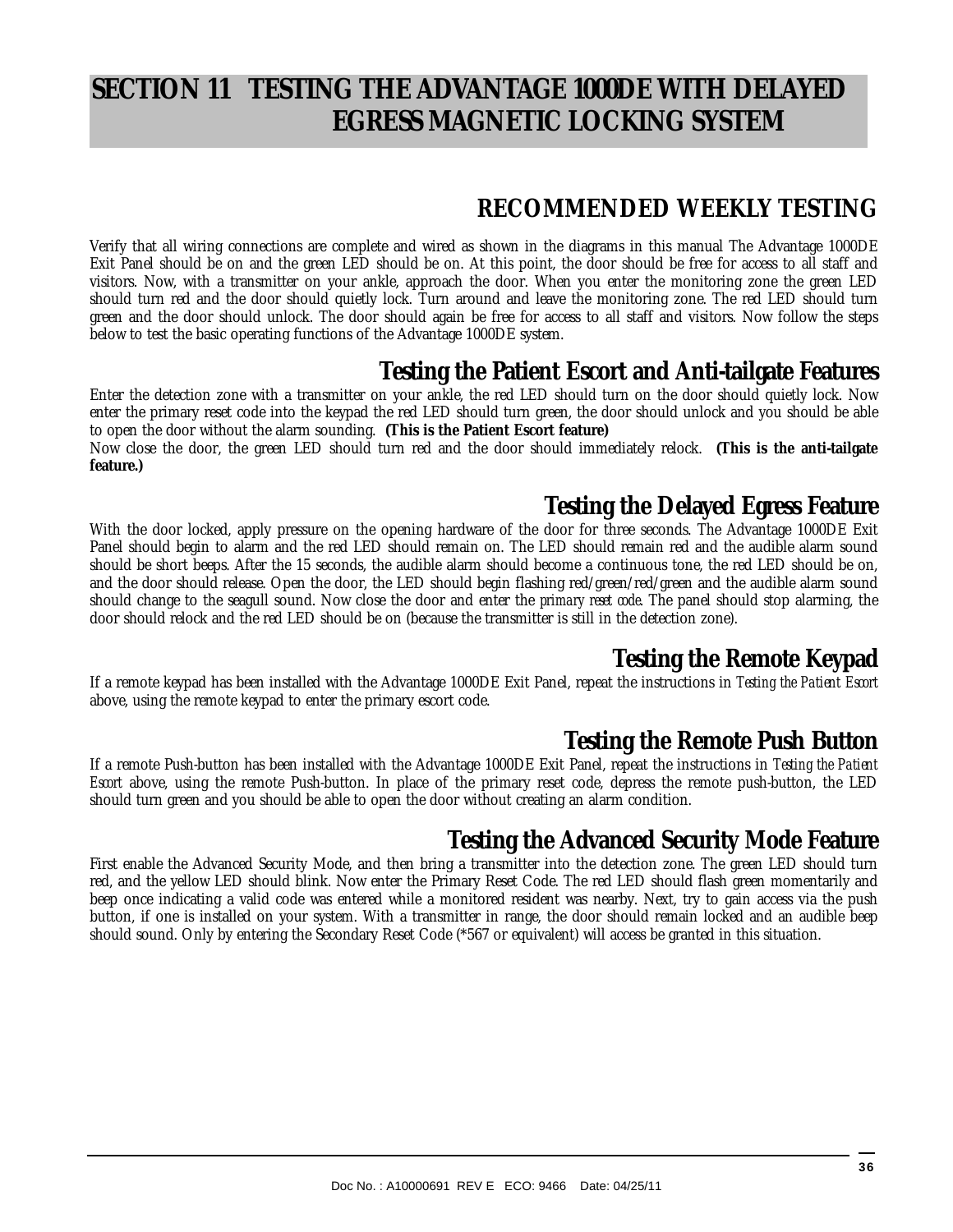# SECTION 11 TESTING THE ADVANTAGE 1000DE WITH DELAYED EGRESS MAGNETIC LOCKING SYSTEM

## RECOMMENDED WEEKLY TESTING

Verify that all wiring connections are complete and wired as shown in the diagrams in this manual The Advantage 1000DE Exit Panel should be on and the green LED should be on. At this point, the door should be free for access to all staff and visitors. Now, with a transmitter on your ankle, approach the door. When you enter the monitoring zone the green LED should turn red and the door should quietly lock. Turn around and leave the monitoring zone. The red LED should turn green and the door should unlock. The door should again be free for access to all staff and visitors. Now follow the steps below to test the basic operating functions of the Advantage 1000DE system.

### Testing the Patient Escort and Anti-tailgate Features

Enter the detection zone with a transmitter on your ankle, the red LED should turn on the door should quietly lock. Now enter the primary reset code into the keypad the red LED should turn green, the door should unlock and you should be able to open the door without the alarm sounding. **(This is the Patient Escort feature)**

Now close the door, the green LED should turn red and the door should immediately relock. **(This is the anti-tailgate feature.)**

### Testing the Delayed Egress Feature

With the door locked, apply pressure on the opening hardware of the door for three seconds. The Advantage 1000DE Exit Panel should begin to alarm and the red LED should remain on. The LED should remain red and the audible alarm sound should be short beeps. After the 15 seconds, the audible alarm should become a continuous tone, the red LED should be on, and the door should release. Open the door, the LED should begin flashing red/green/red/green and the audible alarm sound should change to the seagull sound. Now close the door and enter the *primary reset code*. The panel should stop alarming, the door should relock and the red LED should be on (because the transmitter is still in the detection zone).

### Testing the Remote Keypad

If a remote keypad has been installed with the Advantage 1000DE Exit Panel, repeat the instructions in *Testing the Patient Escort* above, using the remote keypad to enter the primary escort code.

### Testing the Remote Push Button

If a remote Push-button has been installed with the Advantage 1000DE Exit Panel, repeat the instructions in *Testing the Patient Escort* above, using the remote Push-button. In place of the primary reset code, depress the remote push-button, the LED should turn green and you should be able to open the door without creating an alarm condition.

### Testing the Advanced Security Mode Feature

First enable the Advanced Security Mode, and then bring a transmitter into the detection zone. The green LED should turn red, and the yellow LED should blink. Now enter the Primary Reset Code. The red LED should flash green momentarily and beep once indicating a valid code was entered while a monitored resident was nearby. Next, try to gain access via the push button, if one is installed on your system. With a transmitter in range, the door should remain locked and an audible beep should sound. Only by entering the Secondary Reset Code (*567 or equivalent) will access be granted in this situation.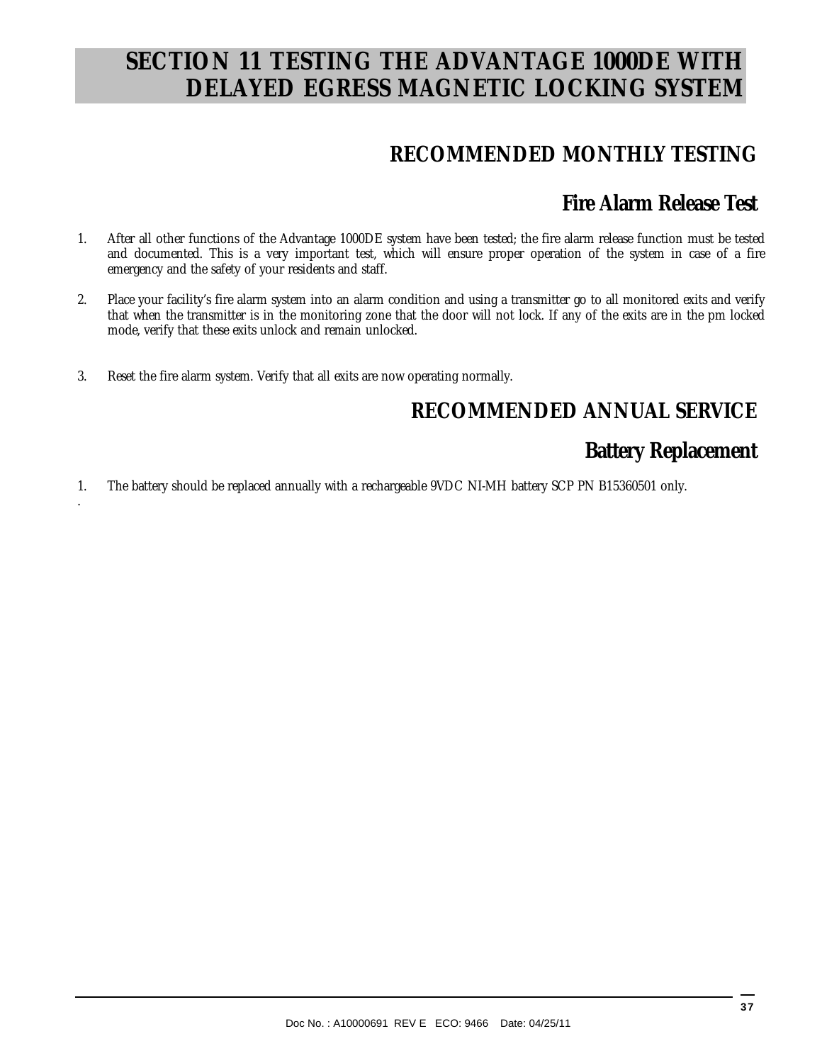# SECTION 11 TESTING THE ADVANTAGE 1000DE WITH DELAYED EGRESS MAGNETIC LOCKING SYSTEM

## RECOMMENDED MONTHLY TESTING

### Fire Alarm Release Test

1. After all other functions of the Advantage 1000DE system have been tested; the fire alarm release function must be tested and documented. This is a very important test, which will ensure proper operation of the system in case of a fire emergency and the safety of your residents and staff.

2. Place your facility's fire alarm system into an alarm condition and using a transmitter go to all monitored exits and verify that when the transmitter is in the monitoring zone that the door will not lock. If any of the exits are in the pm locked mode, verify that these exits unlock and remain unlocked.

3. Reset the fire alarm system. Verify that all exits are now operating normally.

## RECOMMENDED ANNUAL SERVICE

### Battery Replacement

1. The battery should be replaced annually with a rechargeable 9VDC NI-MH battery SCP PN B15360501 only.

.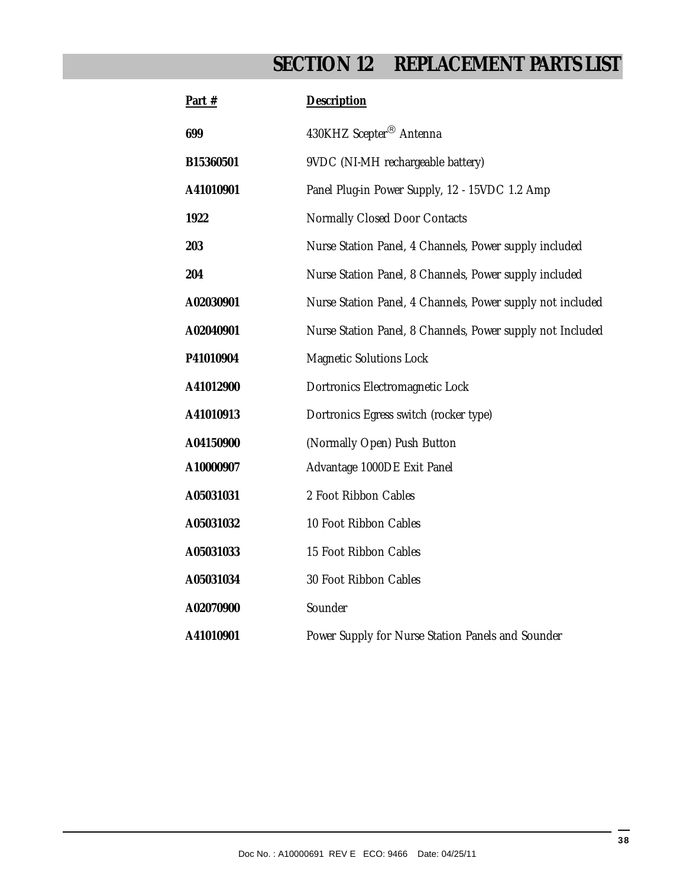# SECTION 12 REPLACEMENT PARTS LIST

| Part # | Description |
|---|---|
| 699 | 430KHZ Scepter® Antenna |
| B15360501 | 9VDC (NI-MH rechargeable battery) |
| A41010901 | Panel Plug-in Power Supply, 12 - 15VDC 1.2 Amp |
| 1922 | Normally Closed Door Contacts |
| 203 | Nurse Station Panel, 4 Channels, Power supply included |
| 204 | Nurse Station Panel, 8 Channels, Power supply included |
| A02030901 | Nurse Station Panel, 4 Channels, Power supply not included |
| A02040901 | Nurse Station Panel, 8 Channels, Power supply not Included |
| P41010904 | Magnetic Solutions Lock |
| A41012900 | Dortronics Electromagnetic Lock |
| A41010913 | Dortronics Egress switch (rocker type) |
| A04150900 | (Normally Open) Push Button |
| A10000907 | Advantage 1000DE Exit Panel |
| A05031031 | 2 Foot Ribbon Cables |
| A05031032 | 10 Foot Ribbon Cables |
| A05031033 | 15 Foot Ribbon Cables |
| A05031034 | 30 Foot Ribbon Cables |
| A02070900 | Sounder |
| A41010901 | Power Supply for Nurse Station Panels and Sounder |

Doc No. : A10000691 REV E ECO: 9466 Date: 04/25/11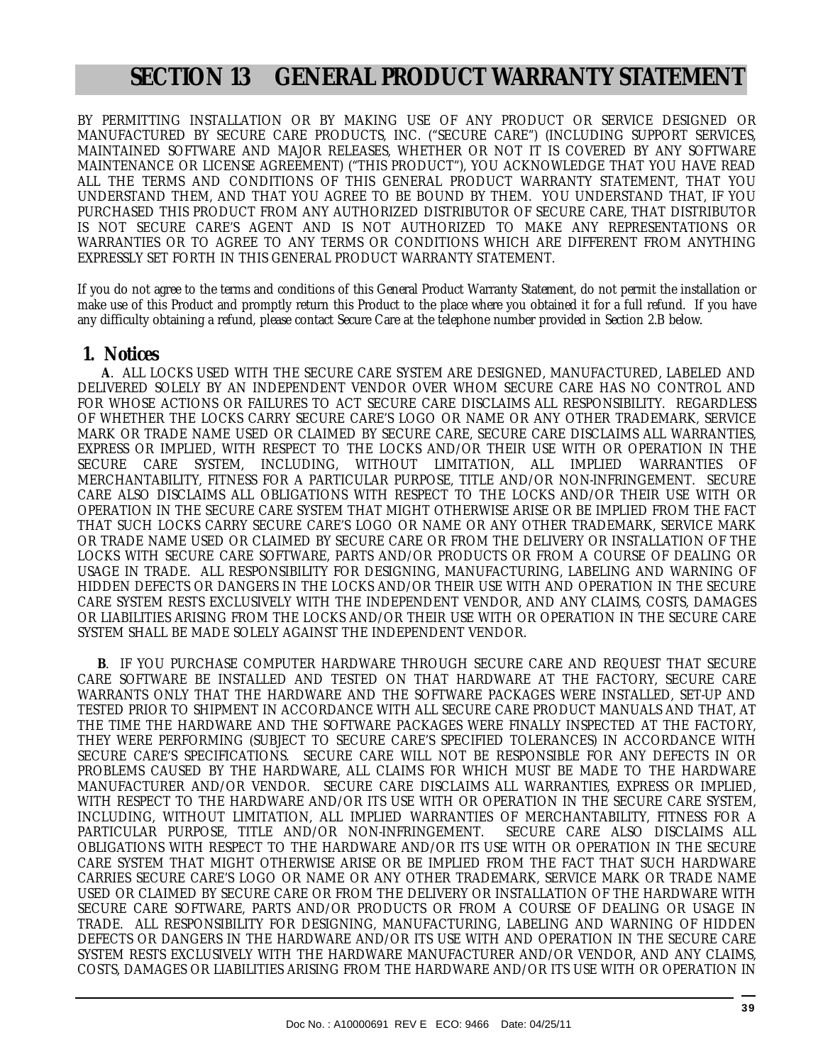# SECTION 13 GENERAL PRODUCT WARRANTY STATEMENT

BY PERMITTING INSTALLATION OR BY MAKING USE OF ANY PRODUCT OR SERVICE DESIGNED OR MANUFACTURED BY SECURE CARE PRODUCTS, INC. ("SECURE CARE") (INCLUDING SUPPORT SERVICES, MAINTAINED SOFTWARE AND MAJOR RELEASES, WHETHER OR NOT IT IS COVERED BY ANY SOFTWARE MAINTENANCE OR LICENSE AGREEMENT) ("THIS PRODUCT"), YOU ACKNOWLEDGE THAT YOU HAVE READ ALL THE TERMS AND CONDITIONS OF THIS GENERAL PRODUCT WARRANTY STATEMENT, THAT YOU UNDERSTAND THEM, AND THAT YOU AGREE TO BE BOUND BY THEM. YOU UNDERSTAND THAT, IF YOU PURCHASED THIS PRODUCT FROM ANY AUTHORIZED DISTRIBUTOR OF SECURE CARE, THAT DISTRIBUTOR IS NOT SECURE CARE'S AGENT AND IS NOT AUTHORIZED TO MAKE ANY REPRESENTATIONS OR WARRANTIES OR TO AGREE TO ANY TERMS OR CONDITIONS WHICH ARE DIFFERENT FROM ANYTHING EXPRESSLY SET FORTH IN THIS GENERAL PRODUCT WARRANTY STATEMENT.

If you do not agree to the terms and conditions of this General Product Warranty Statement, do not permit the installation or make use of this Product and promptly return this Product to the place where you obtained it for a full refund. If you have any difficulty obtaining a refund, please contact Secure Care at the telephone number provided in Section 2.B below.

## 1. Notices

**A**. ALL LOCKS USED WITH THE SECURE CARE SYSTEM ARE DESIGNED, MANUFACTURED, LABELED AND DELIVERED SOLELY BY AN INDEPENDENT VENDOR OVER WHOM SECURE CARE HAS NO CONTROL AND FOR WHOSE ACTIONS OR FAILURES TO ACT SECURE CARE DISCLAIMS ALL RESPONSIBILITY. REGARDLESS OF WHETHER THE LOCKS CARRY SECURE CARE'S LOGO OR NAME OR ANY OTHER TRADEMARK, SERVICE MARK OR TRADE NAME USED OR CLAIMED BY SECURE CARE, SECURE CARE DISCLAIMS ALL WARRANTIES, EXPRESS OR IMPLIED, WITH RESPECT TO THE LOCKS AND/OR THEIR USE WITH OR OPERATION IN THE SECURE CARE SYSTEM, INCLUDING, WITHOUT LIMITATION, ALL IMPLIED WARRANTIES OF MERCHANTABILITY, FITNESS FOR A PARTICULAR PURPOSE, TITLE AND/OR NON-INFRINGEMENT. SECURE CARE ALSO DISCLAIMS ALL OBLIGATIONS WITH RESPECT TO THE LOCKS AND/OR THEIR USE WITH OR OPERATION IN THE SECURE CARE SYSTEM THAT MIGHT OTHERWISE ARISE OR BE IMPLIED FROM THE FACT THAT SUCH LOCKS CARRY SECURE CARE'S LOGO OR NAME OR ANY OTHER TRADEMARK, SERVICE MARK OR TRADE NAME USED OR CLAIMED BY SECURE CARE OR FROM THE DELIVERY OR INSTALLATION OF THE LOCKS WITH SECURE CARE SOFTWARE, PARTS AND/OR PRODUCTS OR FROM A COURSE OF DEALING OR USAGE IN TRADE. ALL RESPONSIBILITY FOR DESIGNING, MANUFACTURING, LABELING AND WARNING OF HIDDEN DEFECTS OR DANGERS IN THE LOCKS AND/OR THEIR USE WITH AND OPERATION IN THE SECURE CARE SYSTEM RESTS EXCLUSIVELY WITH THE INDEPENDENT VENDOR, AND ANY CLAIMS, COSTS, DAMAGES OR LIABILITIES ARISING FROM THE LOCKS AND/OR THEIR USE WITH OR OPERATION IN THE SECURE CARE SYSTEM SHALL BE MADE SOLELY AGAINST THE INDEPENDENT VENDOR.

**B**. IF YOU PURCHASE COMPUTER HARDWARE THROUGH SECURE CARE AND REQUEST THAT SECURE CARE SOFTWARE BE INSTALLED AND TESTED ON THAT HARDWARE AT THE FACTORY, SECURE CARE WARRANTS ONLY THAT THE HARDWARE AND THE SOFTWARE PACKAGES WERE INSTALLED, SET-UP AND TESTED PRIOR TO SHIPMENT IN ACCORDANCE WITH ALL SECURE CARE PRODUCT MANUALS AND THAT, AT THE TIME THE HARDWARE AND THE SOFTWARE PACKAGES WERE FINALLY INSPECTED AT THE FACTORY, THEY WERE PERFORMING (SUBJECT TO SECURE CARE'S SPECIFIED TOLERANCES) IN ACCORDANCE WITH SECURE CARE'S SPECIFICATIONS. SECURE CARE WILL NOT BE RESPONSIBLE FOR ANY DEFECTS IN OR PROBLEMS CAUSED BY THE HARDWARE, ALL CLAIMS FOR WHICH MUST BE MADE TO THE HARDWARE MANUFACTURER AND/OR VENDOR. SECURE CARE DISCLAIMS ALL WARRANTIES, EXPRESS OR IMPLIED, WITH RESPECT TO THE HARDWARE AND/OR ITS USE WITH OR OPERATION IN THE SECURE CARE SYSTEM, INCLUDING, WITHOUT LIMITATION, ALL IMPLIED WARRANTIES OF MERCHANTABILITY, FITNESS FOR A PARTICULAR PURPOSE, TITLE AND/OR NON-INFRINGEMENT. SECURE CARE ALSO DISCLAIMS ALL OBLIGATIONS WITH RESPECT TO THE HARDWARE AND/OR ITS USE WITH OR OPERATION IN THE SECURE CARE SYSTEM THAT MIGHT OTHERWISE ARISE OR BE IMPLIED FROM THE FACT THAT SUCH HARDWARE CARRIES SECURE CARE'S LOGO OR NAME OR ANY OTHER TRADEMARK, SERVICE MARK OR TRADE NAME USED OR CLAIMED BY SECURE CARE OR FROM THE DELIVERY OR INSTALLATION OF THE HARDWARE WITH SECURE CARE SOFTWARE, PARTS AND/OR PRODUCTS OR FROM A COURSE OF DEALING OR USAGE IN TRADE. ALL RESPONSIBILITY FOR DESIGNING, MANUFACTURING, LABELING AND WARNING OF HIDDEN DEFECTS OR DANGERS IN THE HARDWARE AND/OR ITS USE WITH AND OPERATION IN THE SECURE CARE SYSTEM RESTS EXCLUSIVELY WITH THE HARDWARE MANUFACTURER AND/OR VENDOR, AND ANY CLAIMS, COSTS, DAMAGES OR LIABILITIES ARISING FROM THE HARDWARE AND/OR ITS USE WITH OR OPERATION IN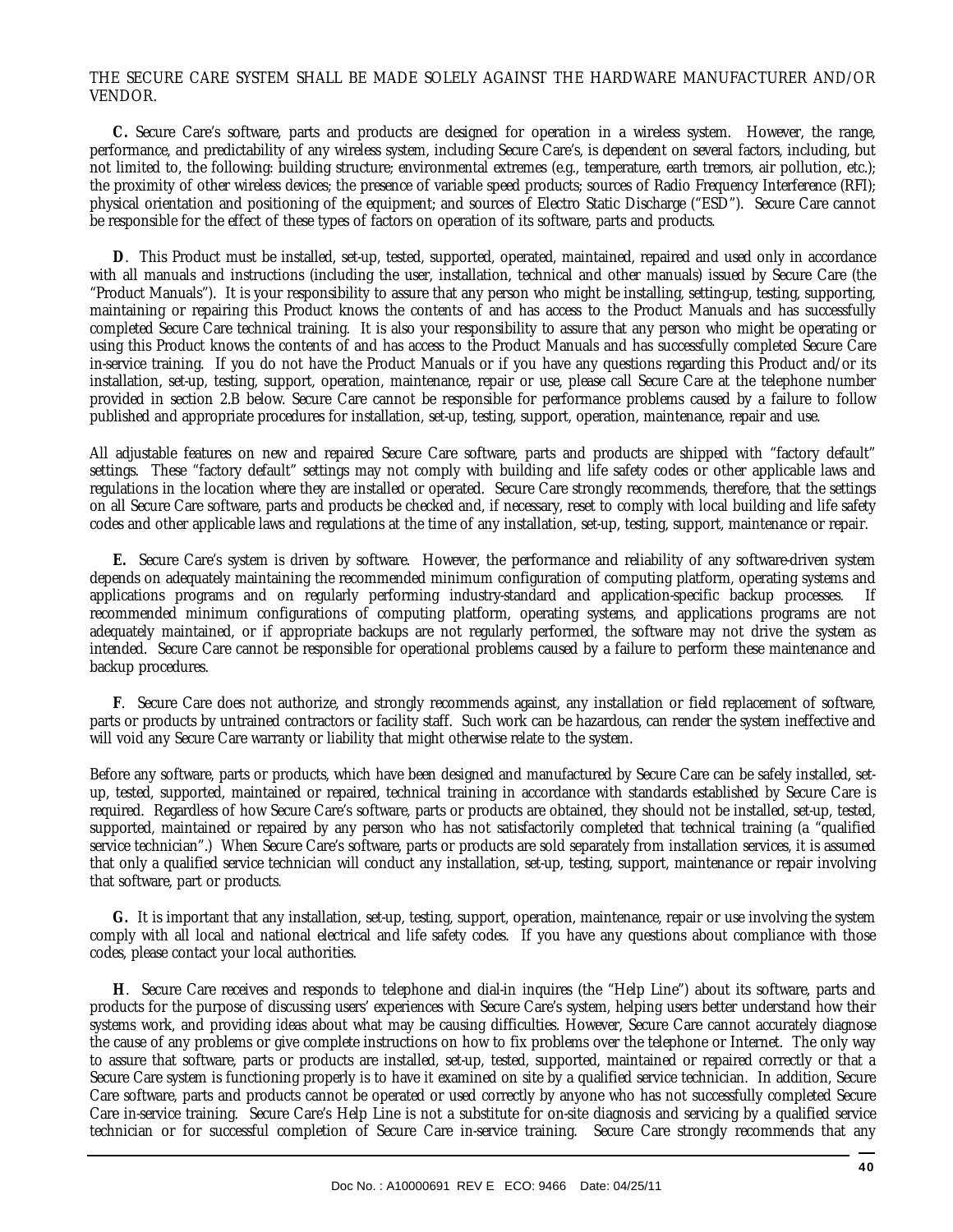THE SECURE CARE SYSTEM SHALL BE MADE SOLELY AGAINST THE HARDWARE MANUFACTURER AND/OR VENDOR.

**C.** Secure Care's software, parts and products are designed for operation in a wireless system. However, the range, performance, and predictability of any wireless system, including Secure Care's, is dependent on several factors, including, but not limited to, the following: building structure; environmental extremes (e.g., temperature, earth tremors, air pollution, etc.); the proximity of other wireless devices; the presence of variable speed products; sources of Radio Frequency Interference (RFI); physical orientation and positioning of the equipment; and sources of Electro Static Discharge ("ESD"). Secure Care cannot be responsible for the effect of these types of factors on operation of its software, parts and products.

**D**. This Product must be installed, set-up, tested, supported, operated, maintained, repaired and used only in accordance with all manuals and instructions (including the user, installation, technical and other manuals) issued by Secure Care (the "Product Manuals"). It is your responsibility to assure that any person who might be installing, setting-up, testing, supporting, maintaining or repairing this Product knows the contents of and has access to the Product Manuals and has successfully completed Secure Care technical training. It is also your responsibility to assure that any person who might be operating or using this Product knows the contents of and has access to the Product Manuals and has successfully completed Secure Care in-service training. If you do not have the Product Manuals or if you have any questions regarding this Product and/or its installation, set-up, testing, support, operation, maintenance, repair or use, please call Secure Care at the telephone number provided in section 2.B below. Secure Care cannot be responsible for performance problems caused by a failure to follow published and appropriate procedures for installation, set-up, testing, support, operation, maintenance, repair and use.

All adjustable features on new and repaired Secure Care software, parts and products are shipped with "factory default" settings. These "factory default" settings may not comply with building and life safety codes or other applicable laws and regulations in the location where they are installed or operated. Secure Care strongly recommends, therefore, that the settings on all Secure Care software, parts and products be checked and, if necessary, reset to comply with local building and life safety codes and other applicable laws and regulations at the time of any installation, set-up, testing, support, maintenance or repair.

**E.** Secure Care's system is driven by software. However, the performance and reliability of any software-driven system depends on adequately maintaining the recommended minimum configuration of computing platform, operating systems and applications programs and on regularly performing industry-standard and application-specific backup processes. If recommended minimum configurations of computing platform, operating systems, and applications programs are not adequately maintained, or if appropriate backups are not regularly performed, the software may not drive the system as intended. Secure Care cannot be responsible for operational problems caused by a failure to perform these maintenance and backup procedures.

**F**. Secure Care does not authorize, and strongly recommends against, any installation or field replacement of software, parts or products by untrained contractors or facility staff. Such work can be hazardous, can render the system ineffective and will void any Secure Care warranty or liability that might otherwise relate to the system.

Before any software, parts or products, which have been designed and manufactured by Secure Care can be safely installed, set-up, tested, supported, maintained or repaired, technical training in accordance with standards established by Secure Care is required. Regardless of how Secure Care's software, parts or products are obtained, they should not be installed, set-up, tested, supported, maintained or repaired by any person who has not satisfactorily completed that technical training (a "qualified service technician".) When Secure Care's software, parts or products are sold separately from installation services, it is assumed that only a qualified service technician will conduct any installation, set-up, testing, support, maintenance or repair involving that software, part or products.

**G.** It is important that any installation, set-up, testing, support, operation, maintenance, repair or use involving the system comply with all local and national electrical and life safety codes. If you have any questions about compliance with those codes, please contact your local authorities.

**H**. Secure Care receives and responds to telephone and dial-in inquires (the "Help Line") about its software, parts and products for the purpose of discussing users' experiences with Secure Care's system, helping users better understand how their systems work, and providing ideas about what may be causing difficulties. However, Secure Care cannot accurately diagnose the cause of any problems or give complete instructions on how to fix problems over the telephone or Internet. The only way to assure that software, parts or products are installed, set-up, tested, supported, maintained or repaired correctly or that a Secure Care system is functioning properly is to have it examined on site by a qualified service technician. In addition, Secure Care software, parts and products cannot be operated or used correctly by anyone who has not successfully completed Secure Care in-service training. Secure Care's Help Line is not a substitute for on-site diagnosis and servicing by a qualified service technician or for successful completion of Secure Care in-service training. Secure Care strongly recommends that any

Doc No. : A10000691 REV E ECO: 9466 Date: 04/25/11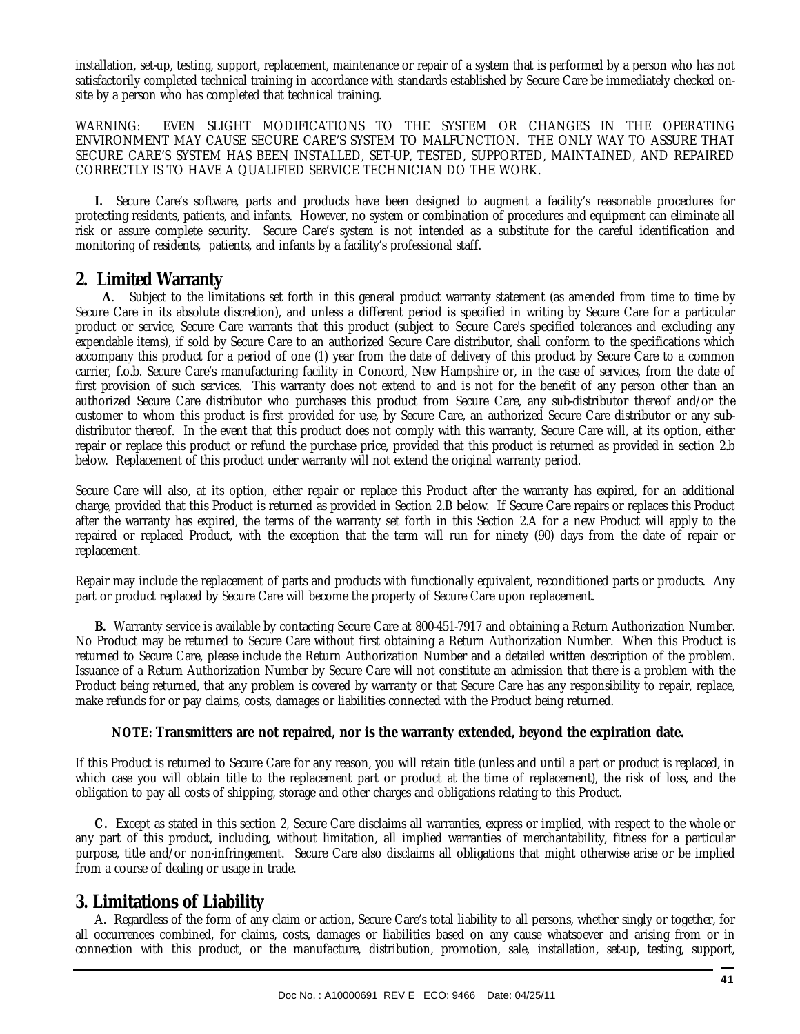installation, set-up, testing, support, replacement, maintenance or repair of a system that is performed by a person who has not satisfactorily completed technical training in accordance with standards established by Secure Care be immediately checked on-site by a person who has completed that technical training.

WARNING: EVEN SLIGHT MODIFICATIONS TO THE SYSTEM OR CHANGES IN THE OPERATING ENVIRONMENT MAY CAUSE SECURE CARE'S SYSTEM TO MALFUNCTION. THE ONLY WAY TO ASSURE THAT SECURE CARE'S SYSTEM HAS BEEN INSTALLED, SET-UP, TESTED, SUPPORTED, MAINTAINED, AND REPAIRED CORRECTLY IS TO HAVE A QUALIFIED SERVICE TECHNICIAN DO THE WORK.

**I.** Secure Care's software, parts and products have been designed to augment a facility's reasonable procedures for protecting residents, patients, and infants. However, no system or combination of procedures and equipment can eliminate all risk or assure complete security. Secure Care's system is not intended as a substitute for the careful identification and monitoring of residents, patients, and infants by a facility's professional staff.

## 2. Limited Warranty

**A**. Subject to the limitations set forth in this general product warranty statement (as amended from time to time by Secure Care in its absolute discretion), and unless a different period is specified in writing by Secure Care for a particular product or service, Secure Care warrants that this product (subject to Secure Care's specified tolerances and excluding any expendable items), if sold by Secure Care to an authorized Secure Care distributor, shall conform to the specifications which accompany this product for a period of one (1) year from the date of delivery of this product by Secure Care to a common carrier, f.o.b. Secure Care's manufacturing facility in Concord, New Hampshire or, in the case of services, from the date of first provision of such services. This warranty does not extend to and is not for the benefit of any person other than an authorized Secure Care distributor who purchases this product from Secure Care, any sub-distributor thereof and/or the customer to whom this product is first provided for use, by Secure Care, an authorized Secure Care distributor or any sub-distributor thereof. In the event that this product does not comply with this warranty, Secure Care will, at its option, either repair or replace this product or refund the purchase price, provided that this product is returned as provided in section 2.b below. Replacement of this product under warranty will not extend the original warranty period.

Secure Care will also, at its option, either repair or replace this Product after the warranty has expired, for an additional charge, provided that this Product is returned as provided in Section 2.B below. If Secure Care repairs or replaces this Product after the warranty has expired, the terms of the warranty set forth in this Section 2.A for a new Product will apply to the repaired or replaced Product, with the exception that the term will run for ninety (90) days from the date of repair or replacement.

Repair may include the replacement of parts and products with functionally equivalent, reconditioned parts or products. Any part or product replaced by Secure Care will become the property of Secure Care upon replacement.

**B.** Warranty service is available by contacting Secure Care at 800-451-7917 and obtaining a Return Authorization Number. No Product may be returned to Secure Care without first obtaining a Return Authorization Number. When this Product is returned to Secure Care, please include the Return Authorization Number and a detailed written description of the problem. Issuance of a Return Authorization Number by Secure Care will not constitute an admission that there is a problem with the Product being returned, that any problem is covered by warranty or that Secure Care has any responsibility to repair, replace, make refunds for or pay claims, costs, damages or liabilities connected with the Product being returned.

**NOTE: Transmitters are not repaired, nor is the warranty extended, beyond the expiration date.**

If this Product is returned to Secure Care for any reason, you will retain title (unless and until a part or product is replaced, in which case you will obtain title to the replacement part or product at the time of replacement), the risk of loss, and the obligation to pay all costs of shipping, storage and other charges and obligations relating to this Product.

**C.** Except as stated in this section 2, Secure Care disclaims all warranties, express or implied, with respect to the whole or any part of this product, including, without limitation, all implied warranties of merchantability, fitness for a particular purpose, title and/or non-infringement. Secure Care also disclaims all obligations that might otherwise arise or be implied from a course of dealing or usage in trade.

## 3. Limitations of Liability

A. Regardless of the form of any claim or action, Secure Care's total liability to all persons, whether singly or together, for all occurrences combined, for claims, costs, damages or liabilities based on any cause whatsoever and arising from or in connection with this product, or the manufacture, distribution, promotion, sale, installation, set-up, testing, support,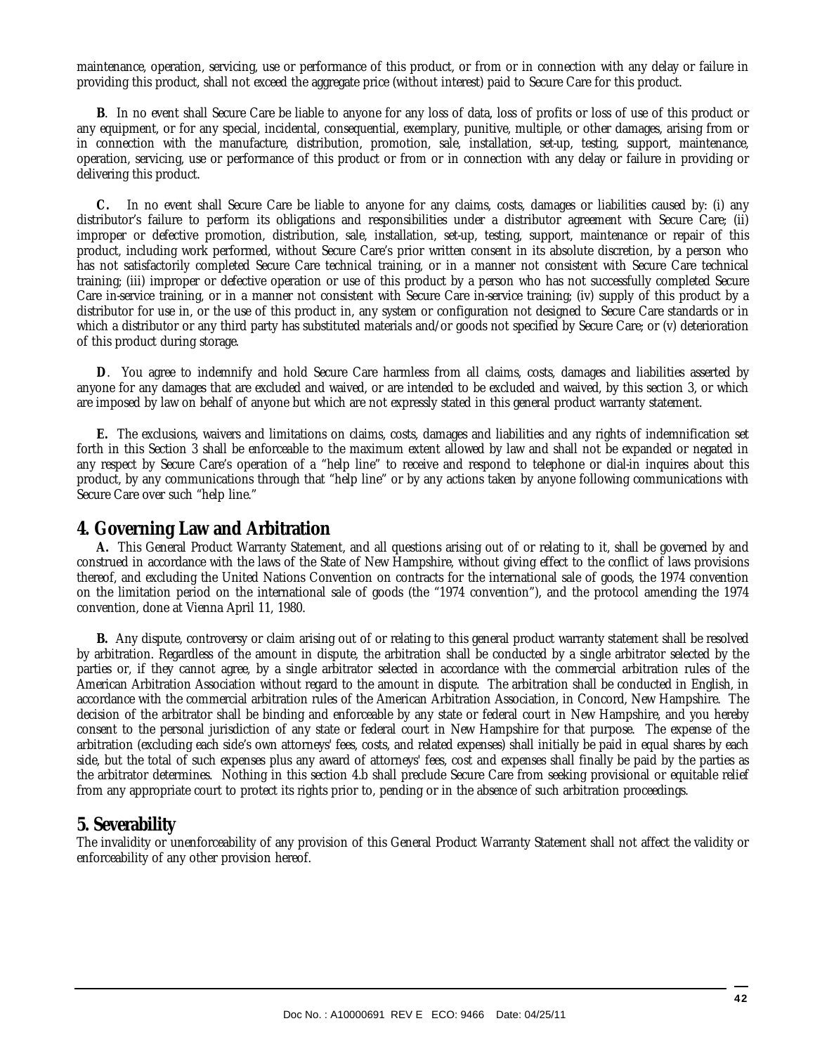maintenance, operation, servicing, use or performance of this product, or from or in connection with any delay or failure in providing this product, shall not exceed the aggregate price (without interest) paid to Secure Care for this product.

**B**. In no event shall Secure Care be liable to anyone for any loss of data, loss of profits or loss of use of this product or any equipment, or for any special, incidental, consequential, exemplary, punitive, multiple, or other damages, arising from or in connection with the manufacture, distribution, promotion, sale, installation, set-up, testing, support, maintenance, operation, servicing, use or performance of this product or from or in connection with any delay or failure in providing or delivering this product.

**C.** In no event shall Secure Care be liable to anyone for any claims, costs, damages or liabilities caused by: (i) any distributor's failure to perform its obligations and responsibilities under a distributor agreement with Secure Care; (ii) improper or defective promotion, distribution, sale, installation, set-up, testing, support, maintenance or repair of this product, including work performed, without Secure Care's prior written consent in its absolute discretion, by a person who has not satisfactorily completed Secure Care technical training, or in a manner not consistent with Secure Care technical training; (iii) improper or defective operation or use of this product by a person who has not successfully completed Secure Care in-service training, or in a manner not consistent with Secure Care in-service training; (iv) supply of this product by a distributor for use in, or the use of this product in, any system or configuration not designed to Secure Care standards or in which a distributor or any third party has substituted materials and/or goods not specified by Secure Care; or (v) deterioration of this product during storage.

**D**. You agree to indemnify and hold Secure Care harmless from all claims, costs, damages and liabilities asserted by anyone for any damages that are excluded and waived, or are intended to be excluded and waived, by this section 3, or which are imposed by law on behalf of anyone but which are not expressly stated in this general product warranty statement.

**E.** The exclusions, waivers and limitations on claims, costs, damages and liabilities and any rights of indemnification set forth in this Section 3 shall be enforceable to the maximum extent allowed by law and shall not be expanded or negated in any respect by Secure Care's operation of a "help line" to receive and respond to telephone or dial-in inquires about this product, by any communications through that "help line" or by any actions taken by anyone following communications with Secure Care over such "help line."

## 4. Governing Law and Arbitration

**A.** This General Product Warranty Statement, and all questions arising out of or relating to it, shall be governed by and construed in accordance with the laws of the State of New Hampshire, without giving effect to the conflict of laws provisions thereof, and excluding the United Nations Convention on contracts for the international sale of goods, the 1974 convention on the limitation period on the international sale of goods (the "1974 convention"), and the protocol amending the 1974 convention, done at Vienna April 11, 1980.

**B.** Any dispute, controversy or claim arising out of or relating to this general product warranty statement shall be resolved by arbitration. Regardless of the amount in dispute, the arbitration shall be conducted by a single arbitrator selected by the parties or, if they cannot agree, by a single arbitrator selected in accordance with the commercial arbitration rules of the American Arbitration Association without regard to the amount in dispute. The arbitration shall be conducted in English, in accordance with the commercial arbitration rules of the American Arbitration Association, in Concord, New Hampshire. The decision of the arbitrator shall be binding and enforceable by any state or federal court in New Hampshire, and you hereby consent to the personal jurisdiction of any state or federal court in New Hampshire for that purpose. The expense of the arbitration (excluding each side's own attorneys' fees, costs, and related expenses) shall initially be paid in equal shares by each side, but the total of such expenses plus any award of attorneys' fees, cost and expenses shall finally be paid by the parties as the arbitrator determines. Nothing in this section 4.b shall preclude Secure Care from seeking provisional or equitable relief from any appropriate court to protect its rights prior to, pending or in the absence of such arbitration proceedings.

## 5. Severability

The invalidity or unenforceability of any provision of this General Product Warranty Statement shall not affect the validity or enforceability of any other provision hereof.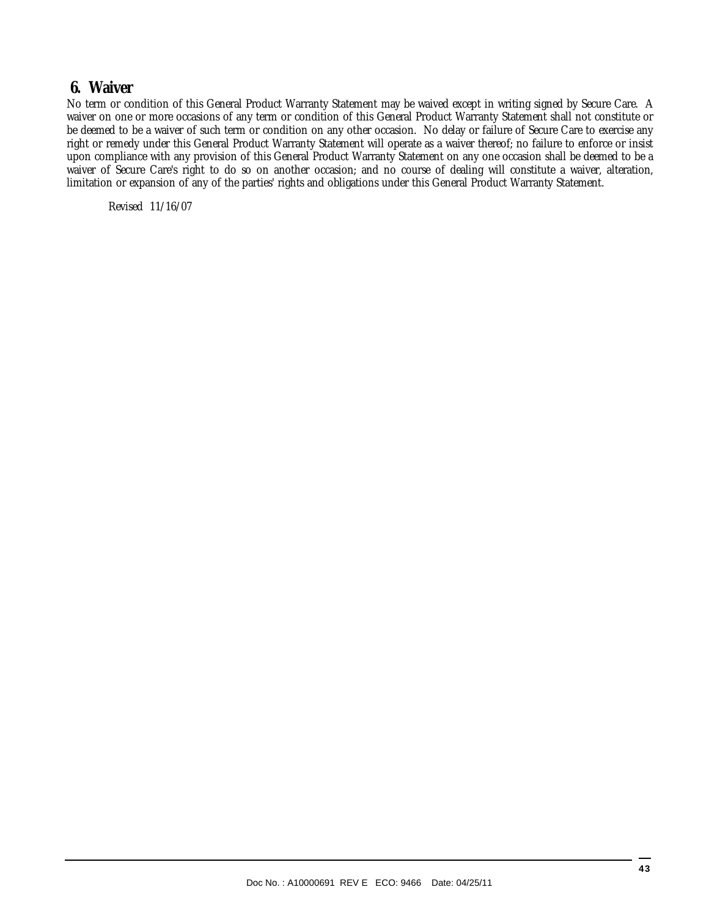## 6. Waiver

No term or condition of this General Product Warranty Statement may be waived except in writing signed by Secure Care. A waiver on one or more occasions of any term or condition of this General Product Warranty Statement shall not constitute or be deemed to be a waiver of such term or condition on any other occasion. No delay or failure of Secure Care to exercise any right or remedy under this General Product Warranty Statement will operate as a waiver thereof; no failure to enforce or insist upon compliance with any provision of this General Product Warranty Statement on any one occasion shall be deemed to be a waiver of Secure Care's right to do so on another occasion; and no course of dealing will constitute a waiver, alteration, limitation or expansion of any of the parties' rights and obligations under this General Product Warranty Statement.

*Revised 11/16/07*

Doc No. : A10000691 REV E ECO: 9466 Date: 04/25/11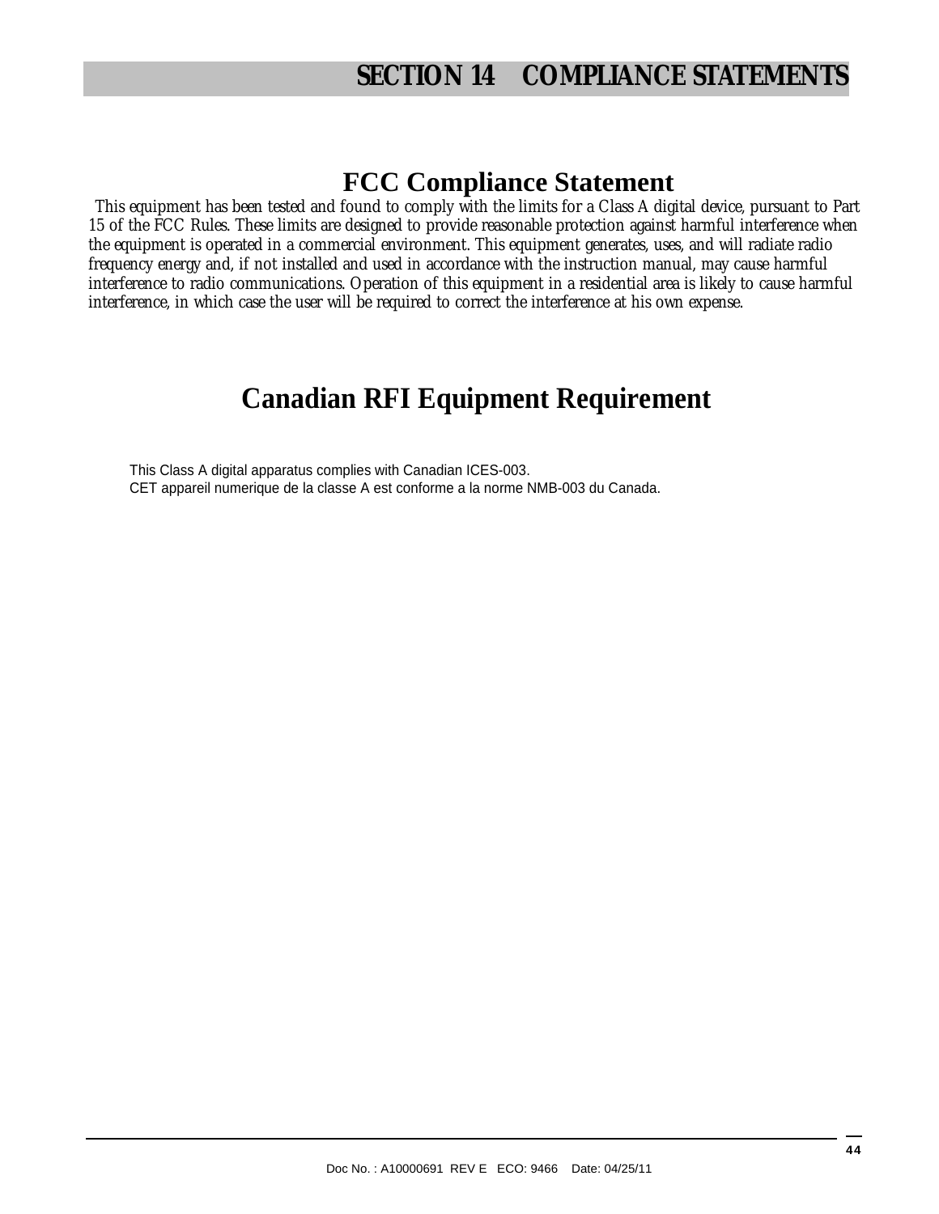# SECTION 14 COMPLIANCE STATEMENTS

## FCC Compliance Statement

This equipment has been tested and found to comply with the limits for a Class A digital device, pursuant to Part 15 of the FCC Rules. These limits are designed to provide reasonable protection against harmful interference when the equipment is operated in a commercial environment. This equipment generates, uses, and will radiate radio frequency energy and, if not installed and used in accordance with the instruction manual, may cause harmful interference to radio communications. Operation of this equipment in a residential area is likely to cause harmful interference, in which case the user will be required to correct the interference at his own expense.

## Canadian RFI Equipment Requirement

This Class A digital apparatus complies with Canadian ICES-003.
CET appareil numerique de la classe A est conforme a la norme NMB-003 du Canada.

Doc No. : A10000691 REV E ECO: 9466 Date: 04/25/11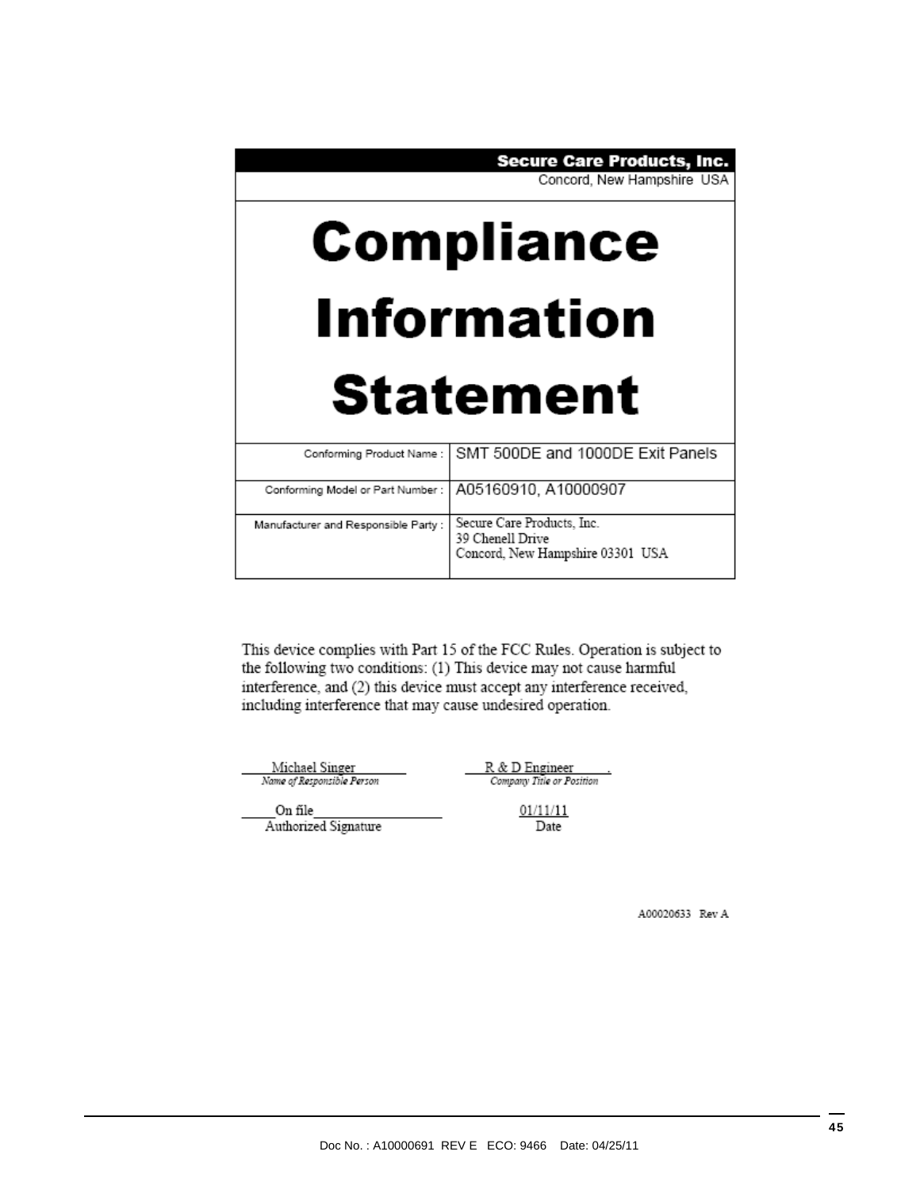**Secure Care Products, Inc.**
Concord, New Hampshire USA

# Compliance Information Statement

| | |
|---|---|
| Conforming Product Name : | SMT 500DE and 1000DE Exit Panels |
| Conforming Model or Part Number : | A05160910, A10000907 |
| Manufacturer and Responsible Party : | Secure Care Products, Inc.<br>39 Chenell Drive<br>Concord, New Hampshire 03301 USA |

This device complies with Part 15 of the FCC Rules. Operation is subject to the following two conditions: (1) This device may not cause harmful interference, and (2) this device must accept any interference received, including interference that may cause undesired operation.

| | |
|---|---|
| Michael Singer | R & D Engineer |
| *Name of Responsible Person* | *Company Title or Position* |
| On file | 01/11/11 |
| Authorized Signature | Date |

A00020633 Rev A

Doc No. : A10000691 REV E ECO: 9466 Date: 04/25/11